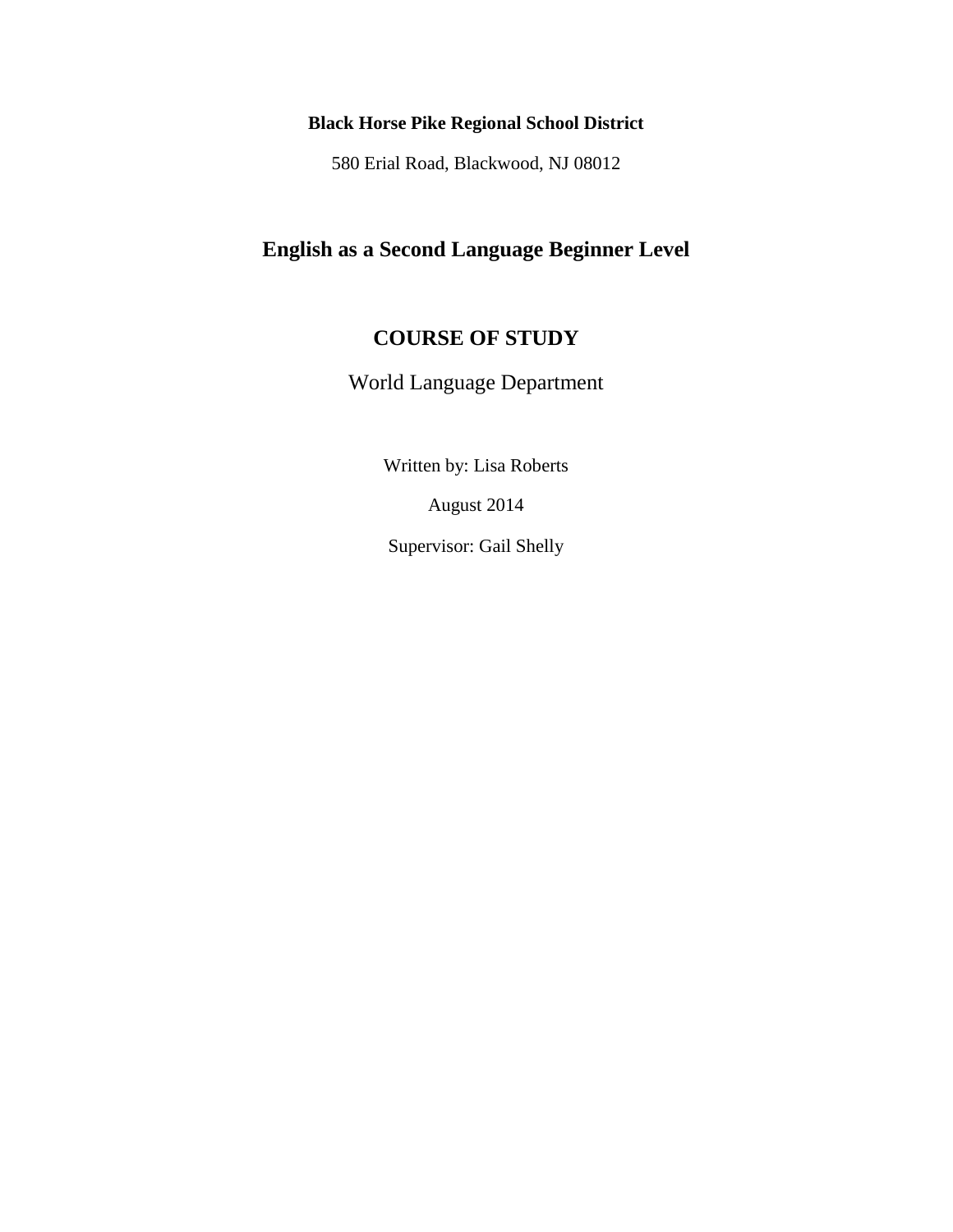**Black Horse Pike Regional School District**

580 Erial Road, Blackwood, NJ 08012

# English as a Second Language Beginner Level

## COURSE OF STUDY

World Language Department

Written by: Lisa Roberts

August 2014

Supervisor: Gail Shelly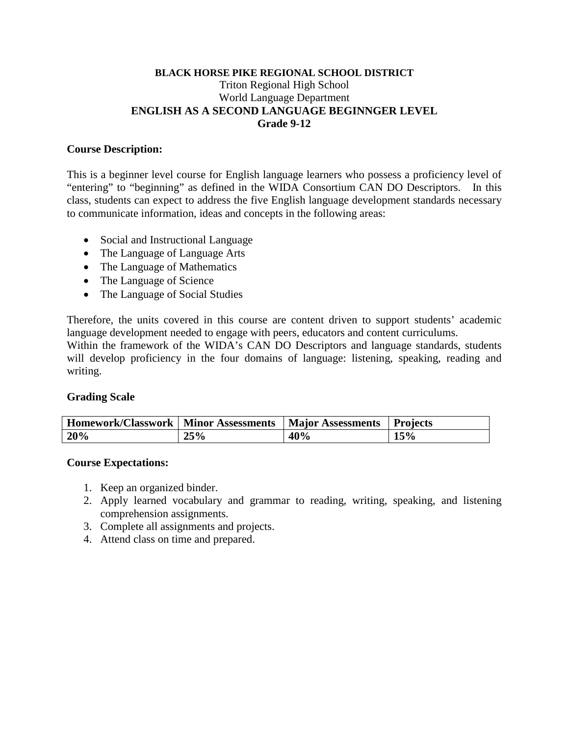**BLACK HORSE PIKE REGIONAL SCHOOL DISTRICT**
Triton Regional High School
World Language Department
**ENGLISH AS A SECOND LANGUAGE BEGINNGER LEVEL**
**Grade 9-12**

**Course Description:**

This is a beginner level course for English language learners who possess a proficiency level of "entering" to "beginning" as defined in the WIDA Consortium CAN DO Descriptors. In this class, students can expect to address the five English language development standards necessary to communicate information, ideas and concepts in the following areas:

- Social and Instructional Language
- The Language of Language Arts
- The Language of Mathematics
- The Language of Science
- The Language of Social Studies

Therefore, the units covered in this course are content driven to support students' academic language development needed to engage with peers, educators and content curriculums.
Within the framework of the WIDA's CAN DO Descriptors and language standards, students will develop proficiency in the four domains of language: listening, speaking, reading and writing.

**Grading Scale**

| Homework/Classwork | Minor Assessments | Major Assessments | Projects |
|---|---|---|---|
| **20%** | **25%** | **40%** | **15%** |

**Course Expectations:**

1. Keep an organized binder.
2. Apply learned vocabulary and grammar to reading, writing, speaking, and listening comprehension assignments.
3. Complete all assignments and projects.
4. Attend class on time and prepared.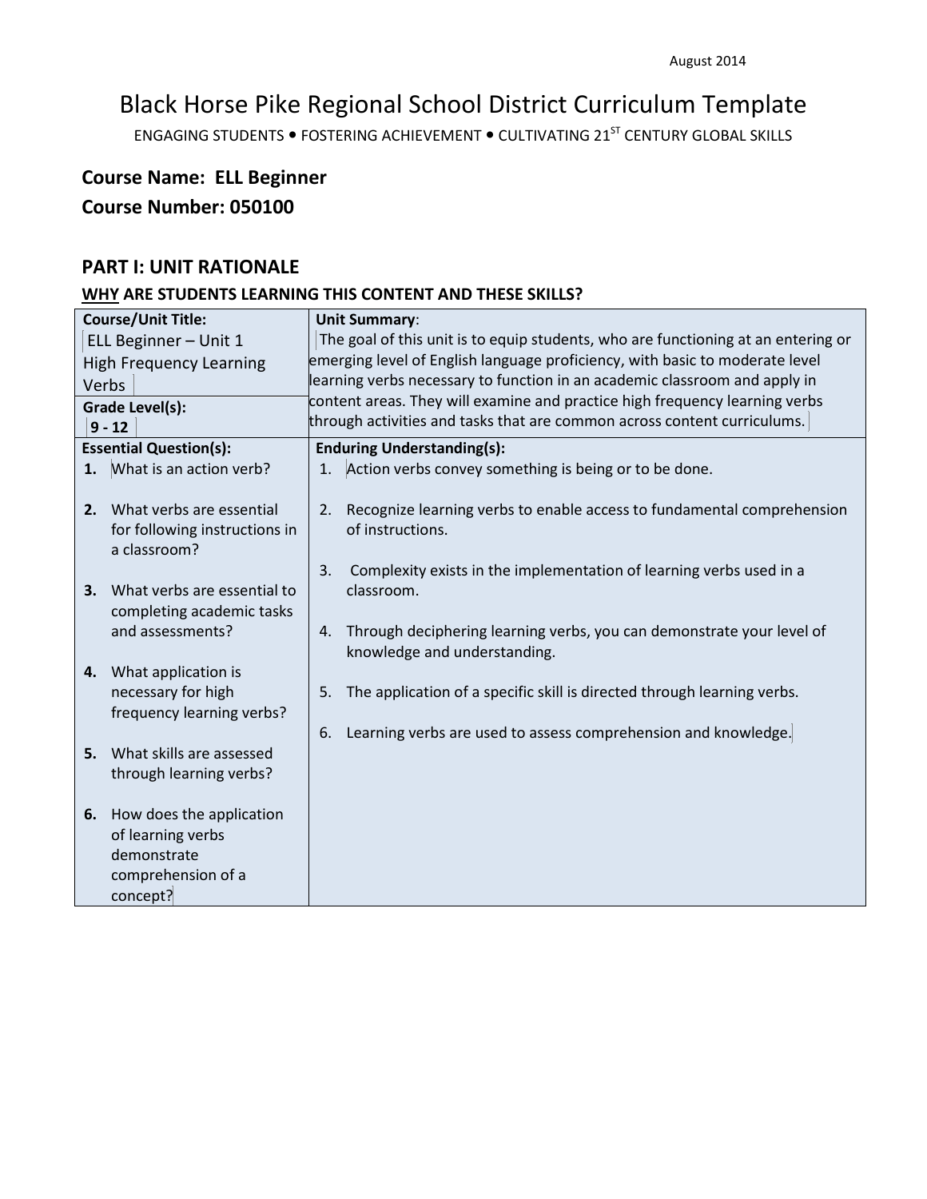August 2014

# Black Horse Pike Regional School District Curriculum Template

ENGAGING STUDENTS • FOSTERING ACHIEVEMENT • CULTIVATING 21ST CENTURY GLOBAL SKILLS

## Course Name: ELL Beginner

## Course Number: 050100

## PART I: UNIT RATIONALE

### WHY ARE STUDENTS LEARNING THIS CONTENT AND THESE SKILLS?

| **Course/Unit Title:** ELL Beginner – Unit 1 High Frequency Learning Verbs<br><br>**Grade Level(s):** 9 - 12 | **Unit Summary**: The goal of this unit is to equip students, who are functioning at an entering or emerging level of English language proficiency, with basic to moderate level learning verbs necessary to function in an academic classroom and apply in content areas. They will examine and practice high frequency learning verbs through activities and tasks that are common across content curriculums. |
|---|---|
| **Essential Question(s):**<br>1. What is an action verb?<br>2. What verbs are essential for following instructions in a classroom?<br>3. What verbs are essential to completing academic tasks and assessments?<br>4. What application is necessary for high frequency learning verbs?<br>5. What skills are assessed through learning verbs?<br>6. How does the application of learning verbs demonstrate comprehension of a concept? | **Enduring Understanding(s):**<br>1. Action verbs convey something is being or to be done.<br>2. Recognize learning verbs to enable access to fundamental comprehension of instructions.<br>3. Complexity exists in the implementation of learning verbs used in a classroom.<br>4. Through deciphering learning verbs, you can demonstrate your level of knowledge and understanding.<br>5. The application of a specific skill is directed through learning verbs.<br>6. Learning verbs are used to assess comprehension and knowledge. |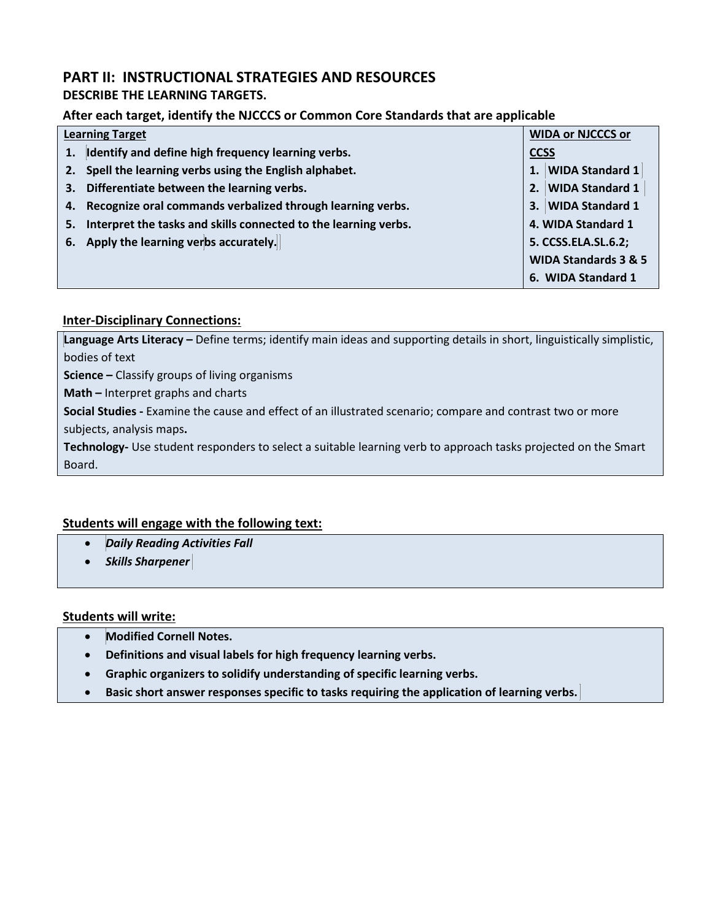## PART II: INSTRUCTIONAL STRATEGIES AND RESOURCES

### DESCRIBE THE LEARNING TARGETS.

**After each target, identify the NJCCCS or Common Core Standards that are applicable**

| Learning Target | WIDA or NJCCCS or CCSS |
|---|---|
| 1. **Identify and define high frequency learning verbs.** | 1. **WIDA Standard 1** |
| 2. **Spell the learning verbs using the English alphabet.** | 2. **WIDA Standard 1** |
| 3. **Differentiate between the learning verbs.** | 3. **WIDA Standard 1** |
| 4. **Recognize oral commands verbalized through learning verbs.** | 4. **WIDA Standard 1** |
| 5. **Interpret the tasks and skills connected to the learning verbs.** | 5. **CCSS.ELA.SL.6.2; WIDA Standards 3 & 5** |
| 6. **Apply the learning verbs accurately.** | 6. **WIDA Standard 1** |

### Inter-Disciplinary Connections:

**Language Arts Literacy –** Define terms; identify main ideas and supporting details in short, linguistically simplistic, bodies of text
**Science –** Classify groups of living organisms
**Math –** Interpret graphs and charts
**Social Studies -** Examine the cause and effect of an illustrated scenario; compare and contrast two or more subjects, analysis maps**.**
**Technology-** Use student responders to select a suitable learning verb to approach tasks projected on the Smart Board.

### Students will engage with the following text:

- ***Daily Reading Activities Fall***
- ***Skills Sharpener***

### Students will write:

- **Modified Cornell Notes.**
- **Definitions and visual labels for high frequency learning verbs.**
- **Graphic organizers to solidify understanding of specific learning verbs.**
- **Basic short answer responses specific to tasks requiring the application of learning verbs.**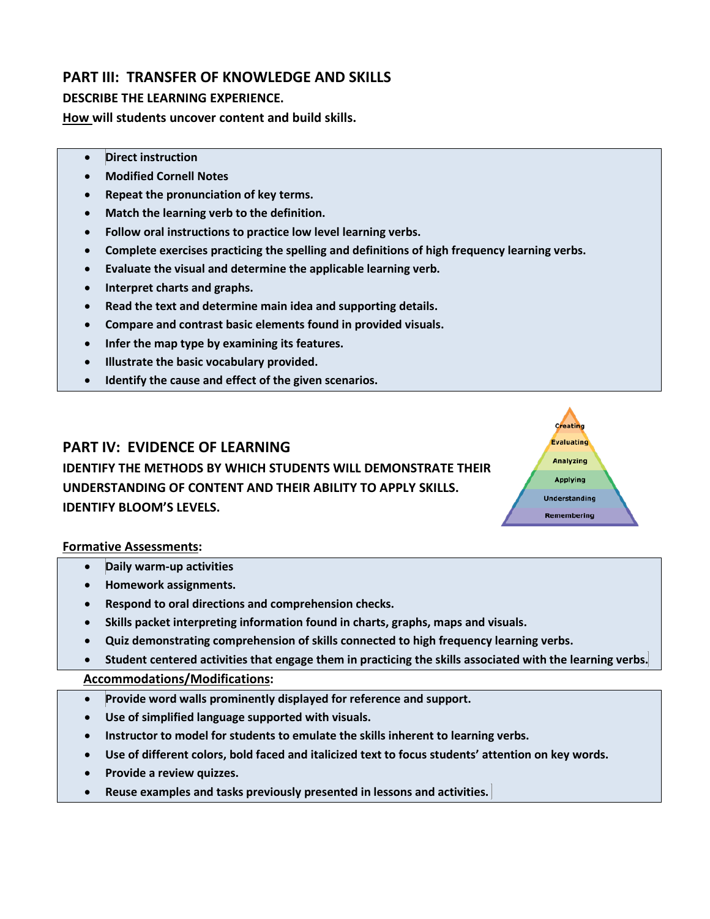## PART III: TRANSFER OF KNOWLEDGE AND SKILLS

**DESCRIBE THE LEARNING EXPERIENCE.**

**How will students uncover content and build skills.**

- **Direct instruction**
- **Modified Cornell Notes**
- **Repeat the pronunciation of key terms.**
- **Match the learning verb to the definition.**
- **Follow oral instructions to practice low level learning verbs.**
- **Complete exercises practicing the spelling and definitions of high frequency learning verbs.**
- **Evaluate the visual and determine the applicable learning verb.**
- **Interpret charts and graphs.**
- **Read the text and determine main idea and supporting details.**
- **Compare and contrast basic elements found in provided visuals.**
- **Infer the map type by examining its features.**
- **Illustrate the basic vocabulary provided.**
- **Identify the cause and effect of the given scenarios.**

## PART IV: EVIDENCE OF LEARNING

**IDENTIFY THE METHODS BY WHICH STUDENTS WILL DEMONSTRATE THEIR UNDERSTANDING OF CONTENT AND THEIR ABILITY TO APPLY SKILLS.**

**IDENTIFY BLOOM'S LEVELS.**

Creating
Evaluating
Analyzing
Applying
Understanding
Remembering

**Formative Assessments:**

- **Daily warm-up activities**
- **Homework assignments.**
- **Respond to oral directions and comprehension checks.**
- **Skills packet interpreting information found in charts, graphs, maps and visuals.**
- **Quiz demonstrating comprehension of skills connected to high frequency learning verbs.**
- **Student centered activities that engage them in practicing the skills associated with the learning verbs.**

**Accommodations/Modifications:**

- **Provide word walls prominently displayed for reference and support.**
- **Use of simplified language supported with visuals.**
- **Instructor to model for students to emulate the skills inherent to learning verbs.**
- **Use of different colors, bold faced and italicized text to focus students' attention on key words.**
- **Provide a review quizzes.**
- **Reuse examples and tasks previously presented in lessons and activities.**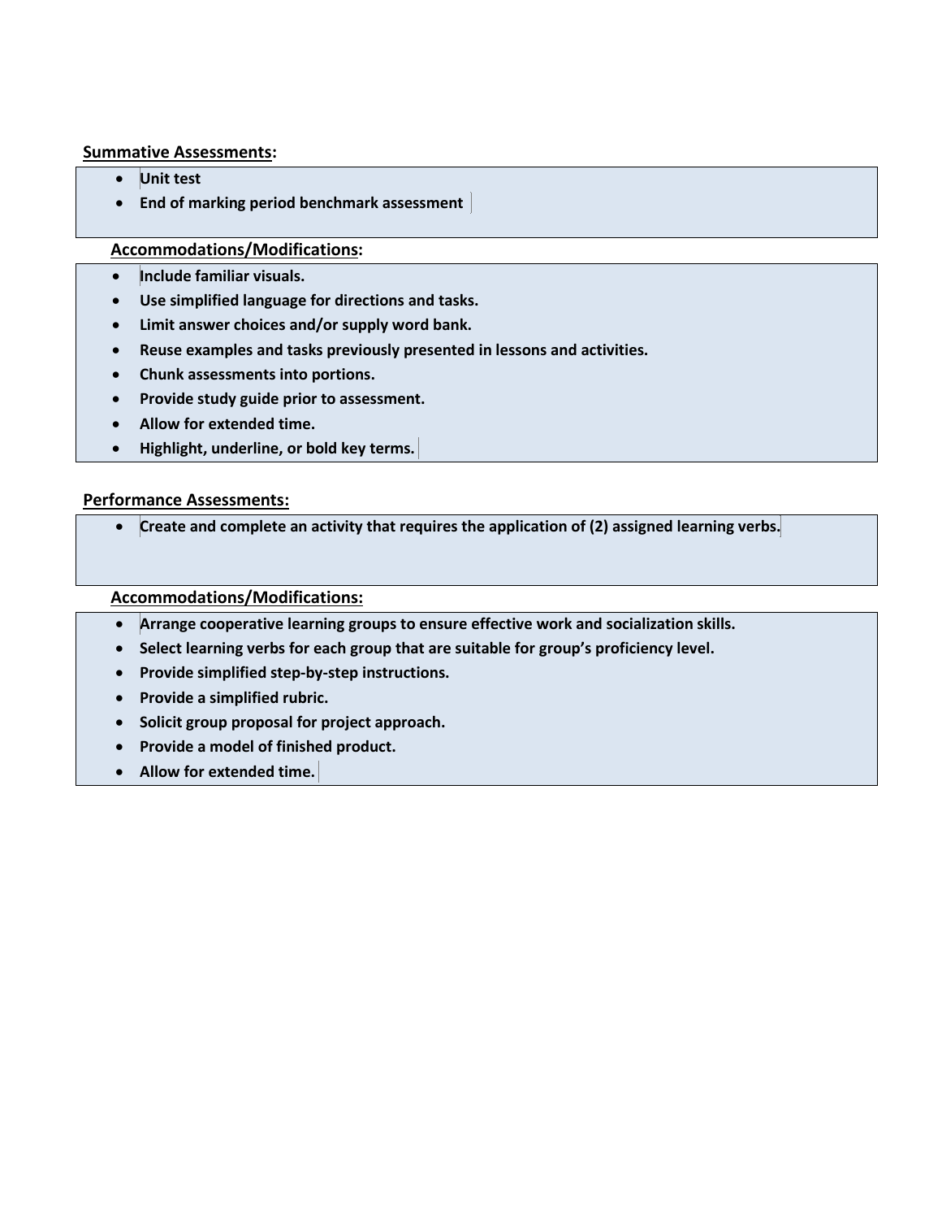**Summative Assessments:**

- **Unit test**
- **End of marking period benchmark assessment**

**Accommodations/Modifications:**

- **Include familiar visuals.**
- **Use simplified language for directions and tasks.**
- **Limit answer choices and/or supply word bank.**
- **Reuse examples and tasks previously presented in lessons and activities.**
- **Chunk assessments into portions.**
- **Provide study guide prior to assessment.**
- **Allow for extended time.**
- **Highlight, underline, or bold key terms.**

**Performance Assessments:**

- **Create and complete an activity that requires the application of (2) assigned learning verbs.**

**Accommodations/Modifications:**

- **Arrange cooperative learning groups to ensure effective work and socialization skills.**
- **Select learning verbs for each group that are suitable for group's proficiency level.**
- **Provide simplified step-by-step instructions.**
- **Provide a simplified rubric.**
- **Solicit group proposal for project approach.**
- **Provide a model of finished product.**
- **Allow for extended time.**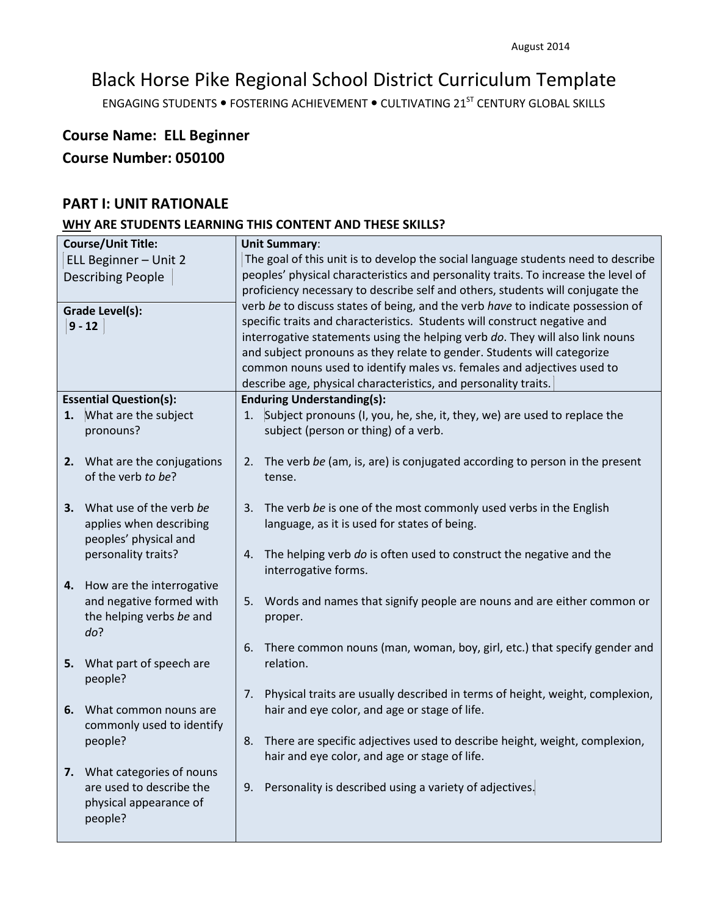August 2014

# Black Horse Pike Regional School District Curriculum Template

ENGAGING STUDENTS • FOSTERING ACHIEVEMENT • CULTIVATING 21ST CENTURY GLOBAL SKILLS

**Course Name: ELL Beginner**

**Course Number: 050100**

## PART I: UNIT RATIONALE

### WHY ARE STUDENTS LEARNING THIS CONTENT AND THESE SKILLS?

| **Course/Unit Title:** ELL Beginner – Unit 2 Describing People<br><br>**Grade Level(s):** 9 - 12 | **Unit Summary**: The goal of this unit is to develop the social language students need to describe peoples' physical characteristics and personality traits. To increase the level of proficiency necessary to describe self and others, students will conjugate the verb *be* to discuss states of being, and the verb *have* to indicate possession of specific traits and characteristics. Students will construct negative and interrogative statements using the helping verb *do*. They will also link nouns and subject pronouns as they relate to gender. Students will categorize common nouns used to identify males vs. females and adjectives used to describe age, physical characteristics, and personality traits. |
|---|---|
| **Essential Question(s):**<br>1. What are the subject pronouns?<br>2. What are the conjugations of the verb *to be*?<br>3. What use of the verb *be* applies when describing peoples' physical and personality traits?<br>4. How are the interrogative and negative formed with the helping verbs *be* and *do*?<br>5. What part of speech are people?<br>6. What common nouns are commonly used to identify people?<br>7. What categories of nouns are used to describe the physical appearance of people? | **Enduring Understanding(s):**<br>1. Subject pronouns (I, you, he, she, it, they, we) are used to replace the subject (person or thing) of a verb.<br>2. The verb *be* (am, is, are) is conjugated according to person in the present tense.<br>3. The verb *be* is one of the most commonly used verbs in the English language, as it is used for states of being.<br>4. The helping verb *do* is often used to construct the negative and the interrogative forms.<br>5. Words and names that signify people are nouns and are either common or proper.<br>6. There common nouns (man, woman, boy, girl, etc.) that specify gender and relation.<br>7. Physical traits are usually described in terms of height, weight, complexion, hair and eye color, and age or stage of life.<br>8. There are specific adjectives used to describe height, weight, complexion, hair and eye color, and age or stage of life.<br>9. Personality is described using a variety of adjectives. |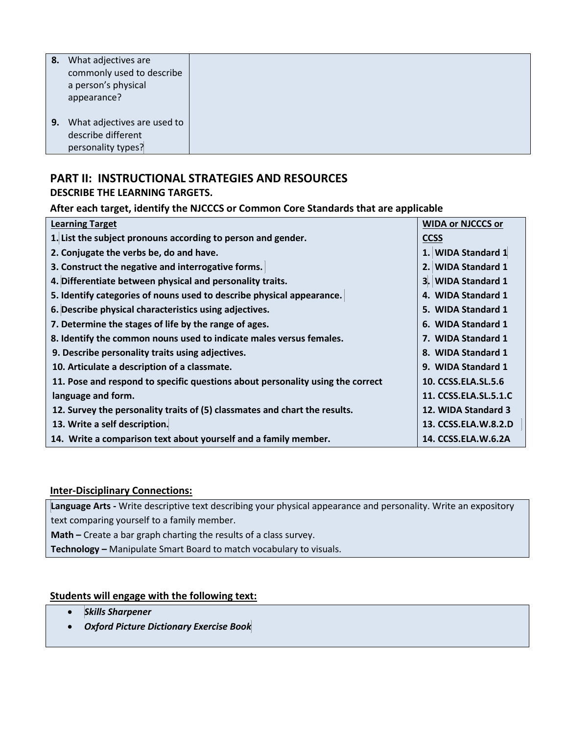| | |
|---|---|
| **8.** What adjectives are commonly used to describe a person's physical appearance? | |
| **9.** What adjectives are used to describe different personality types? | |

## PART II: INSTRUCTIONAL STRATEGIES AND RESOURCES

### DESCRIBE THE LEARNING TARGETS.

**After each target, identify the NJCCCS or Common Core Standards that are applicable**

| Learning Target | WIDA or NJCCCS or CCSS |
|---|---|
| **1. List the subject pronouns according to person and gender.** | **1. WIDA Standard 1** |
| **2. Conjugate the verbs be, do and have.** | **2. WIDA Standard 1** |
| **3. Construct the negative and interrogative forms.** | **3. WIDA Standard 1** |
| **4. Differentiate between physical and personality traits.** | **4. WIDA Standard 1** |
| **5. Identify categories of nouns used to describe physical appearance.** | **5. WIDA Standard 1** |
| **6. Describe physical characteristics using adjectives.** | **6. WIDA Standard 1** |
| **7. Determine the stages of life by the range of ages.** | **7. WIDA Standard 1** |
| **8. Identify the common nouns used to indicate males versus females.** | **8. WIDA Standard 1** |
| **9. Describe personality traits using adjectives.** | **9. WIDA Standard 1** |
| **10. Articulate a description of a classmate.** | **10. CCSS.ELA.SL.5.6** |
| **11. Pose and respond to specific questions about personality using the correct language and form.** | **11. CCSS.ELA.SL.5.1.C** |
| **12. Survey the personality traits of (5) classmates and chart the results.** | **12. WIDA Standard 3** |
| **13. Write a self description.** | **13. CCSS.ELA.W.8.2.D** |
| **14. Write a comparison text about yourself and a family member.** | **14. CCSS.ELA.W.6.2A** |

**Inter-Disciplinary Connections:**

**Language Arts -** Write descriptive text describing your physical appearance and personality. Write an expository text comparing yourself to a family member.

**Math –** Create a bar graph charting the results of a class survey.

**Technology –** Manipulate Smart Board to match vocabulary to visuals.

**Students will engage with the following text:**

- ***Skills Sharpener***
- ***Oxford Picture Dictionary Exercise Book***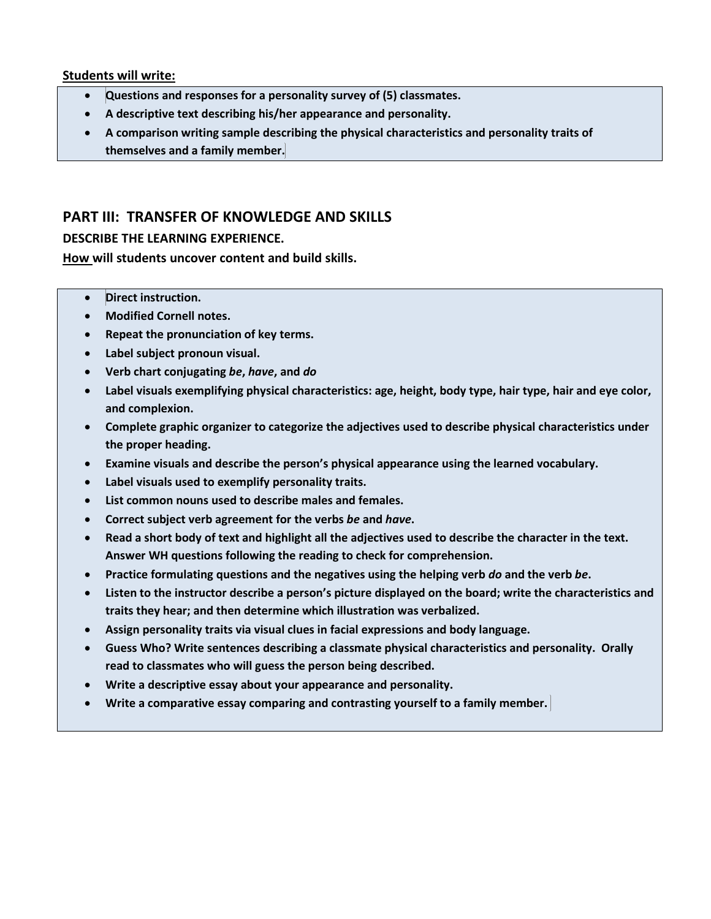**<u>Students will write:</u>**

- **Questions and responses for a personality survey of (5) classmates.**
- **A descriptive text describing his/her appearance and personality.**
- **A comparison writing sample describing the physical characteristics and personality traits of themselves and a family member.**

## PART III: TRANSFER OF KNOWLEDGE AND SKILLS

**DESCRIBE THE LEARNING EXPERIENCE.**

**<u>How</u> will students uncover content and build skills.**

- **Direct instruction.**
- **Modified Cornell notes.**
- **Repeat the pronunciation of key terms.**
- **Label subject pronoun visual.**
- **Verb chart conjugating *be*, *have*, and *do***
- **Label visuals exemplifying physical characteristics: age, height, body type, hair type, hair and eye color, and complexion.**
- **Complete graphic organizer to categorize the adjectives used to describe physical characteristics under the proper heading.**
- **Examine visuals and describe the person's physical appearance using the learned vocabulary.**
- **Label visuals used to exemplify personality traits.**
- **List common nouns used to describe males and females.**
- **Correct subject verb agreement for the verbs *be* and *have*.**
- **Read a short body of text and highlight all the adjectives used to describe the character in the text. Answer WH questions following the reading to check for comprehension.**
- **Practice formulating questions and the negatives using the helping verb *do* and the verb *be*.**
- **Listen to the instructor describe a person's picture displayed on the board; write the characteristics and traits they hear; and then determine which illustration was verbalized.**
- **Assign personality traits via visual clues in facial expressions and body language.**
- **Guess Who? Write sentences describing a classmate physical characteristics and personality. Orally read to classmates who will guess the person being described.**
- **Write a descriptive essay about your appearance and personality.**
- **Write a comparative essay comparing and contrasting yourself to a family member.**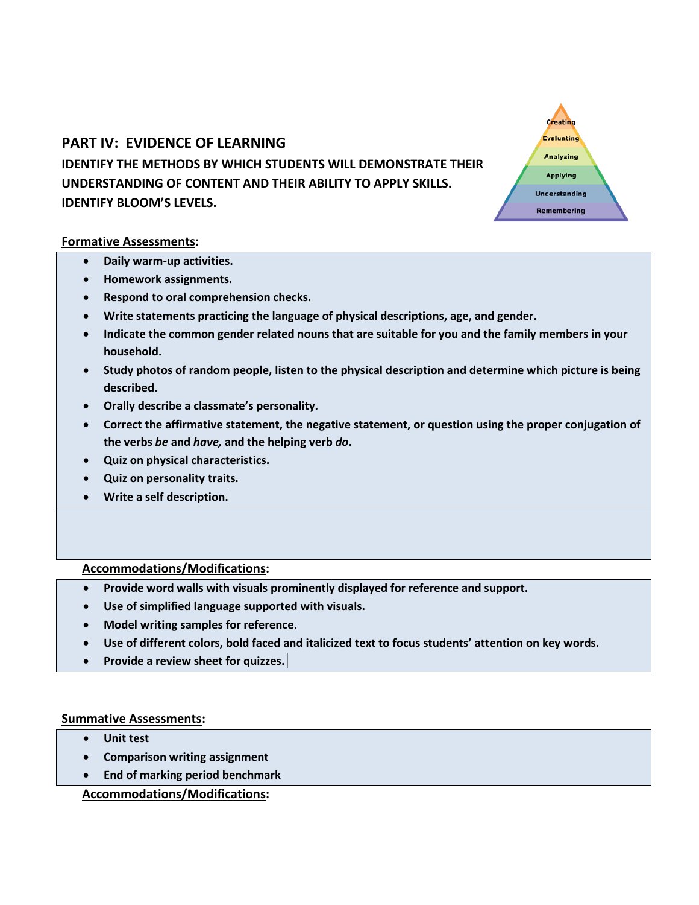## PART IV: EVIDENCE OF LEARNING

**IDENTIFY THE METHODS BY WHICH STUDENTS WILL DEMONSTRATE THEIR UNDERSTANDING OF CONTENT AND THEIR ABILITY TO APPLY SKILLS. IDENTIFY BLOOM'S LEVELS.**

Creating
Evaluating
Analyzing
Applying
Understanding
Remembering

**Formative Assessments:**

- **Daily warm-up activities.**
- **Homework assignments.**
- **Respond to oral comprehension checks.**
- **Write statements practicing the language of physical descriptions, age, and gender.**
- **Indicate the common gender related nouns that are suitable for you and the family members in your household.**
- **Study photos of random people, listen to the physical description and determine which picture is being described.**
- **Orally describe a classmate's personality.**
- **Correct the affirmative statement, the negative statement, or question using the proper conjugation of the verbs *be* and *have,* and the helping verb *do*.**
- **Quiz on physical characteristics.**
- **Quiz on personality traits.**
- **Write a self description.**

**Accommodations/Modifications:**

- **Provide word walls with visuals prominently displayed for reference and support.**
- **Use of simplified language supported with visuals.**
- **Model writing samples for reference.**
- **Use of different colors, bold faced and italicized text to focus students' attention on key words.**
- **Provide a review sheet for quizzes.**

**Summative Assessments:**

- **Unit test**
- **Comparison writing assignment**
- **End of marking period benchmark**

**Accommodations/Modifications:**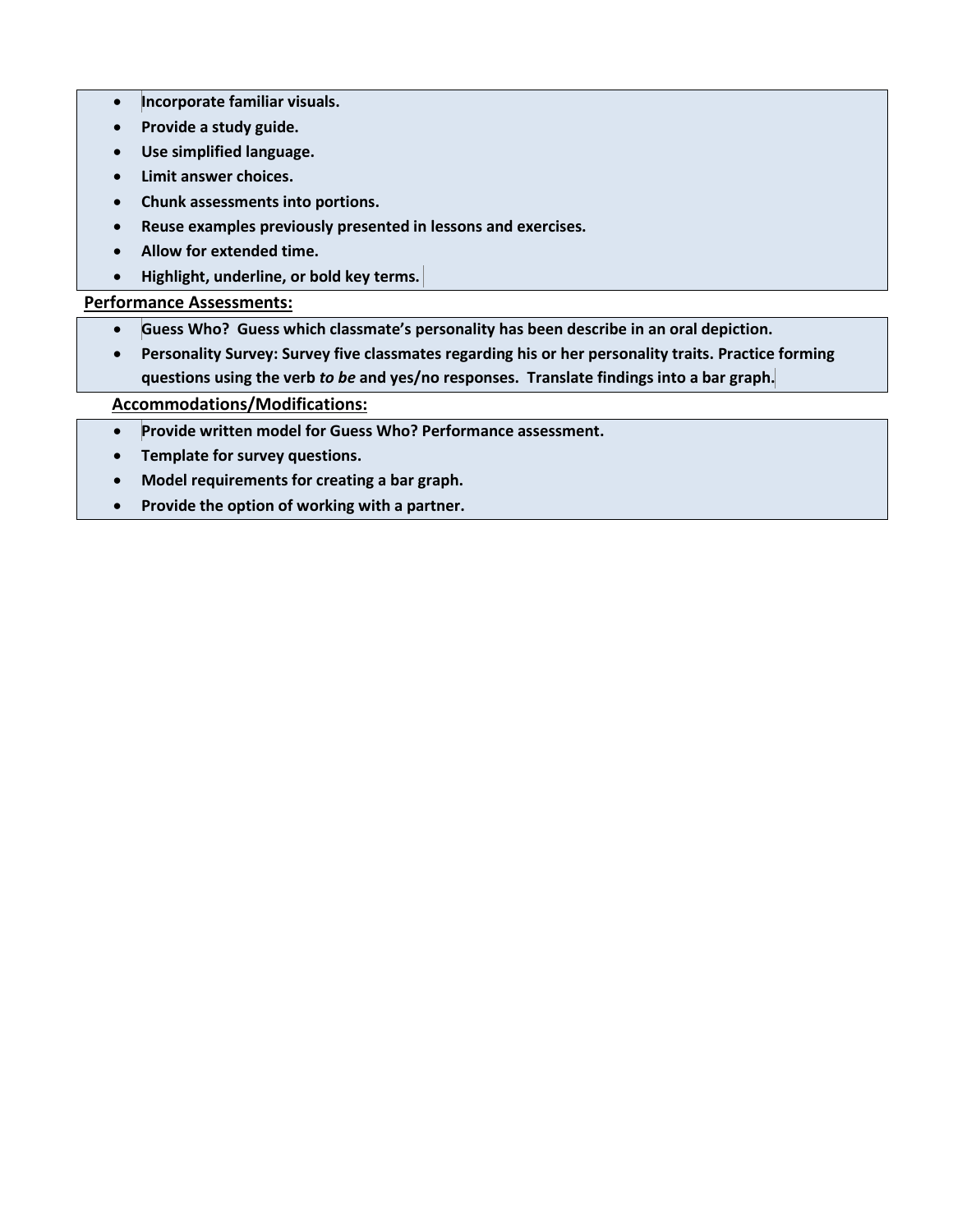- **Incorporate familiar visuals.**
- **Provide a study guide.**
- **Use simplified language.**
- **Limit answer choices.**
- **Chunk assessments into portions.**
- **Reuse examples previously presented in lessons and exercises.**
- **Allow for extended time.**
- **Highlight, underline, or bold key terms.**

**Performance Assessments:**

- **Guess Who? Guess which classmate's personality has been describe in an oral depiction.**
- **Personality Survey: Survey five classmates regarding his or her personality traits. Practice forming questions using the verb *to be* and yes/no responses. Translate findings into a bar graph.**

**Accommodations/Modifications:**

- **Provide written model for Guess Who? Performance assessment.**
- **Template for survey questions.**
- **Model requirements for creating a bar graph.**
- **Provide the option of working with a partner.**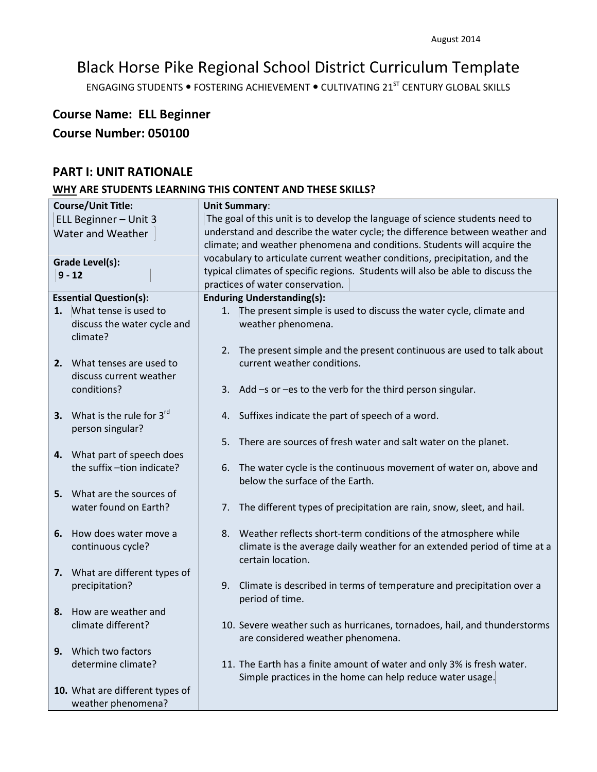August 2014

# Black Horse Pike Regional School District Curriculum Template

ENGAGING STUDENTS • FOSTERING ACHIEVEMENT • CULTIVATING 21ST CENTURY GLOBAL SKILLS

**Course Name: ELL Beginner**

**Course Number: 050100**

## PART I: UNIT RATIONALE

**WHY ARE STUDENTS LEARNING THIS CONTENT AND THESE SKILLS?**

| **Course/Unit Title:** ELL Beginner – Unit 3 Water and Weather<br><br>**Grade Level(s):** 9 - 12 | **Unit Summary**: The goal of this unit is to develop the language of science students need to understand and describe the water cycle; the difference between weather and climate; and weather phenomena and conditions. Students will acquire the vocabulary to articulate current weather conditions, precipitation, and the typical climates of specific regions. Students will also be able to discuss the practices of water conservation. |
|---|---|
| **Essential Question(s):**<br>1. What tense is used to discuss the water cycle and climate?<br>2. What tenses are used to discuss current weather conditions?<br>3. What is the rule for 3rd person singular?<br>4. What part of speech does the suffix –tion indicate?<br>5. What are the sources of water found on Earth?<br>6. How does water move a continuous cycle?<br>7. What are different types of precipitation?<br>8. How are weather and climate different?<br>9. Which two factors determine climate?<br>10. What are different types of weather phenomena? | **Enduring Understanding(s):**<br>1. The present simple is used to discuss the water cycle, climate and weather phenomena.<br>2. The present simple and the present continuous are used to talk about current weather conditions.<br>3. Add –s or –es to the verb for the third person singular.<br>4. Suffixes indicate the part of speech of a word.<br>5. There are sources of fresh water and salt water on the planet.<br>6. The water cycle is the continuous movement of water on, above and below the surface of the Earth.<br>7. The different types of precipitation are rain, snow, sleet, and hail.<br>8. Weather reflects short-term conditions of the atmosphere while climate is the average daily weather for an extended period of time at a certain location.<br>9. Climate is described in terms of temperature and precipitation over a period of time.<br>10. Severe weather such as hurricanes, tornadoes, hail, and thunderstorms are considered weather phenomena.<br>11. The Earth has a finite amount of water and only 3% is fresh water. Simple practices in the home can help reduce water usage. |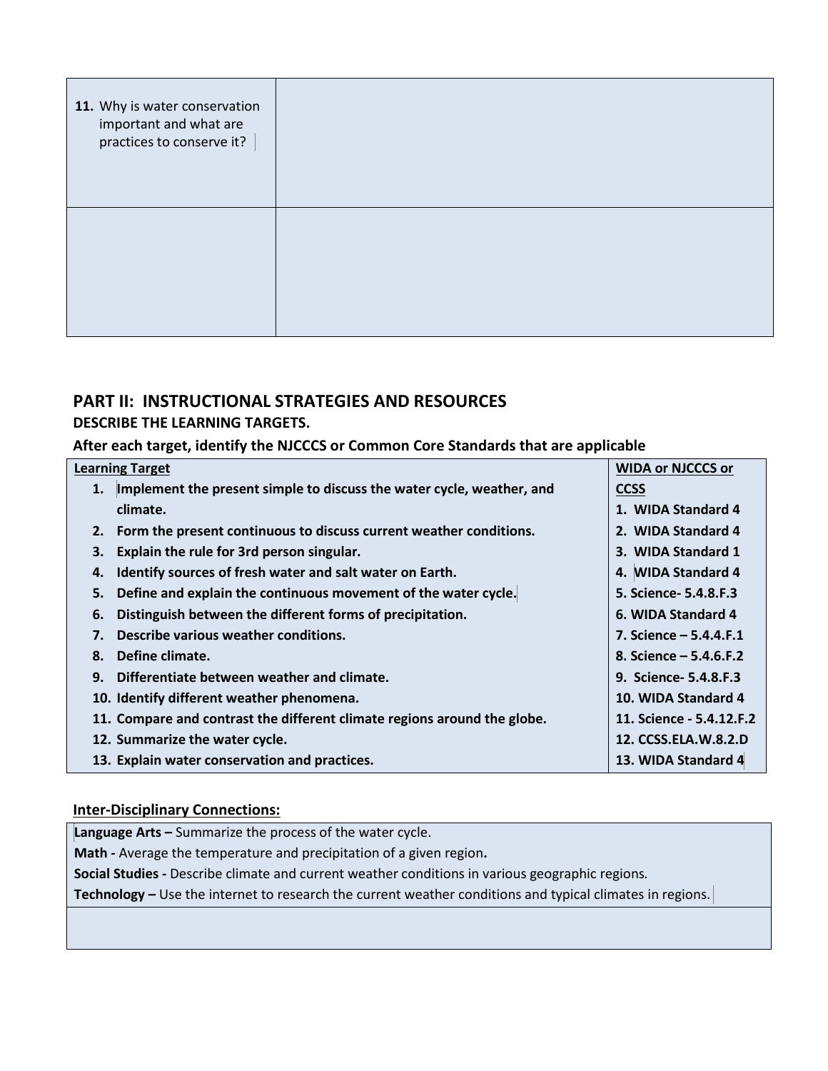| 11. Why is water conservation important and what are practices to conserve it? | |
| --- | --- |
| | |

## PART II: INSTRUCTIONAL STRATEGIES AND RESOURCES

### DESCRIBE THE LEARNING TARGETS.

### After each target, identify the NJCCCS or Common Core Standards that are applicable

| Learning Target | WIDA or NJCCCS or CCSS |
| --- | --- |
| 1. **Implement the present simple to discuss the water cycle, weather, and climate.** | **1. WIDA Standard 4** |
| 2. **Form the present continuous to discuss current weather conditions.** | **2. WIDA Standard 4** |
| 3. **Explain the rule for 3rd person singular.** | **3. WIDA Standard 1** |
| 4. **Identify sources of fresh water and salt water on Earth.** | **4. WIDA Standard 4** |
| 5. **Define and explain the continuous movement of the water cycle.** | **5. Science- 5.4.8.F.3** |
| 6. **Distinguish between the different forms of precipitation.** | **6. WIDA Standard 4** |
| 7. **Describe various weather conditions.** | **7. Science – 5.4.4.F.1** |
| 8. **Define climate.** | **8. Science – 5.4.6.F.2** |
| 9. **Differentiate between weather and climate.** | **9. Science- 5.4.8.F.3** |
| 10. **Identify different weather phenomena.** | **10. WIDA Standard 4** |
| 11. **Compare and contrast the different climate regions around the globe.** | **11. Science - 5.4.12.F.2** |
| 12. **Summarize the water cycle.** | **12. CCSS.ELA.W.8.2.D** |
| 13. **Explain water conservation and practices.** | **13. WIDA Standard 4** |

**Inter-Disciplinary Connections:**

| **Language Arts –** Summarize the process of the water cycle.<br>**Math -** Average the temperature and precipitation of a given region**.**<br>**Social Studies -** Describe climate and current weather conditions in various geographic regions.<br>**Technology –** Use the internet to research the current weather conditions and typical climates in regions. |
| --- |
| |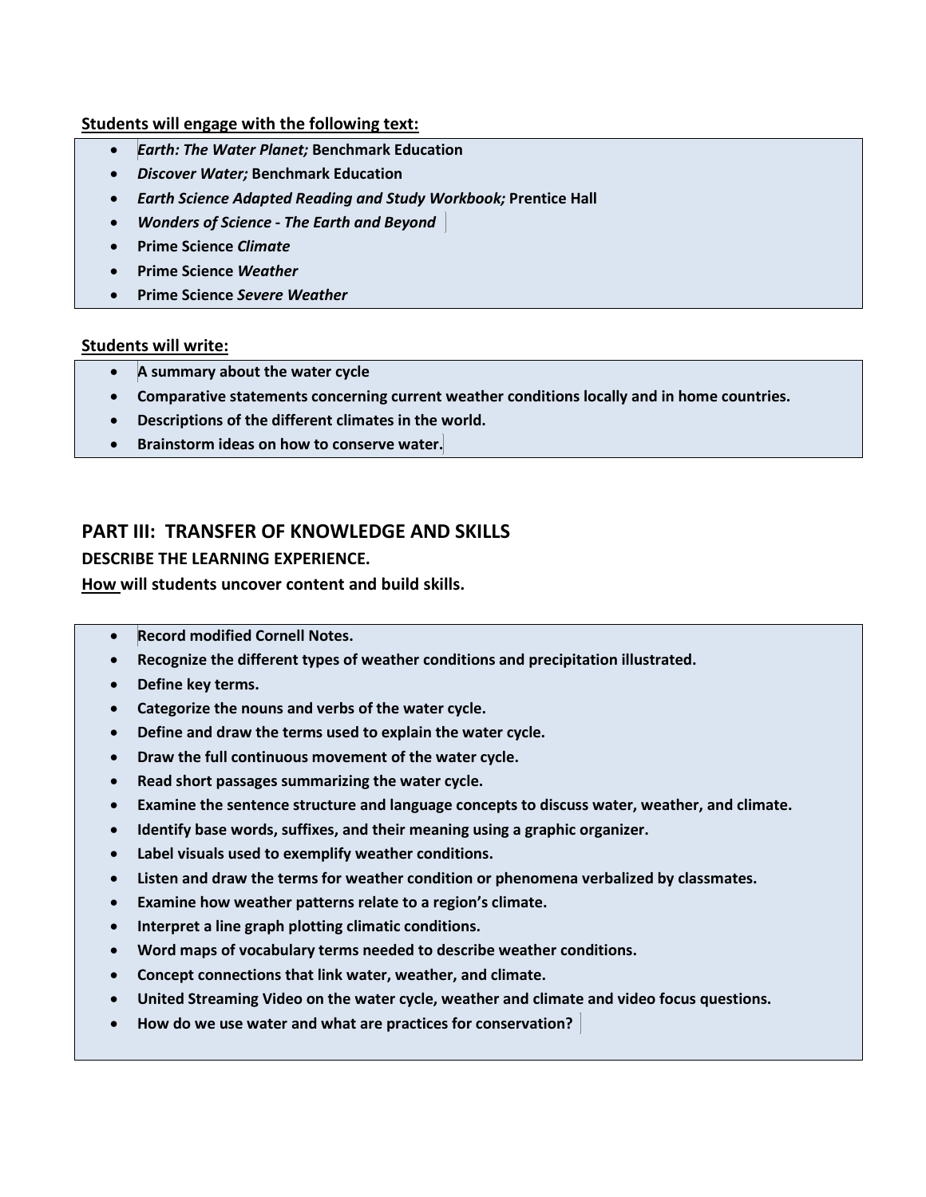**Students will engage with the following text:**

- ***Earth: The Water Planet;*** **Benchmark Education**
- ***Discover Water;*** **Benchmark Education**
- ***Earth Science Adapted Reading and Study Workbook;*** **Prentice Hall**
- ***Wonders of Science - The Earth and Beyond***
- **Prime Science *Climate***
- **Prime Science *Weather***
- **Prime Science *Severe Weather***

**Students will write:**

- **A summary about the water cycle**
- **Comparative statements concerning current weather conditions locally and in home countries.**
- **Descriptions of the different climates in the world.**
- **Brainstorm ideas on how to conserve water.**

## PART III: TRANSFER OF KNOWLEDGE AND SKILLS

**DESCRIBE THE LEARNING EXPERIENCE.**

**How will students uncover content and build skills.**

- **Record modified Cornell Notes.**
- **Recognize the different types of weather conditions and precipitation illustrated.**
- **Define key terms.**
- **Categorize the nouns and verbs of the water cycle.**
- **Define and draw the terms used to explain the water cycle.**
- **Draw the full continuous movement of the water cycle.**
- **Read short passages summarizing the water cycle.**
- **Examine the sentence structure and language concepts to discuss water, weather, and climate.**
- **Identify base words, suffixes, and their meaning using a graphic organizer.**
- **Label visuals used to exemplify weather conditions.**
- **Listen and draw the terms for weather condition or phenomena verbalized by classmates.**
- **Examine how weather patterns relate to a region's climate.**
- **Interpret a line graph plotting climatic conditions.**
- **Word maps of vocabulary terms needed to describe weather conditions.**
- **Concept connections that link water, weather, and climate.**
- **United Streaming Video on the water cycle, weather and climate and video focus questions.**
- **How do we use water and what are practices for conservation?**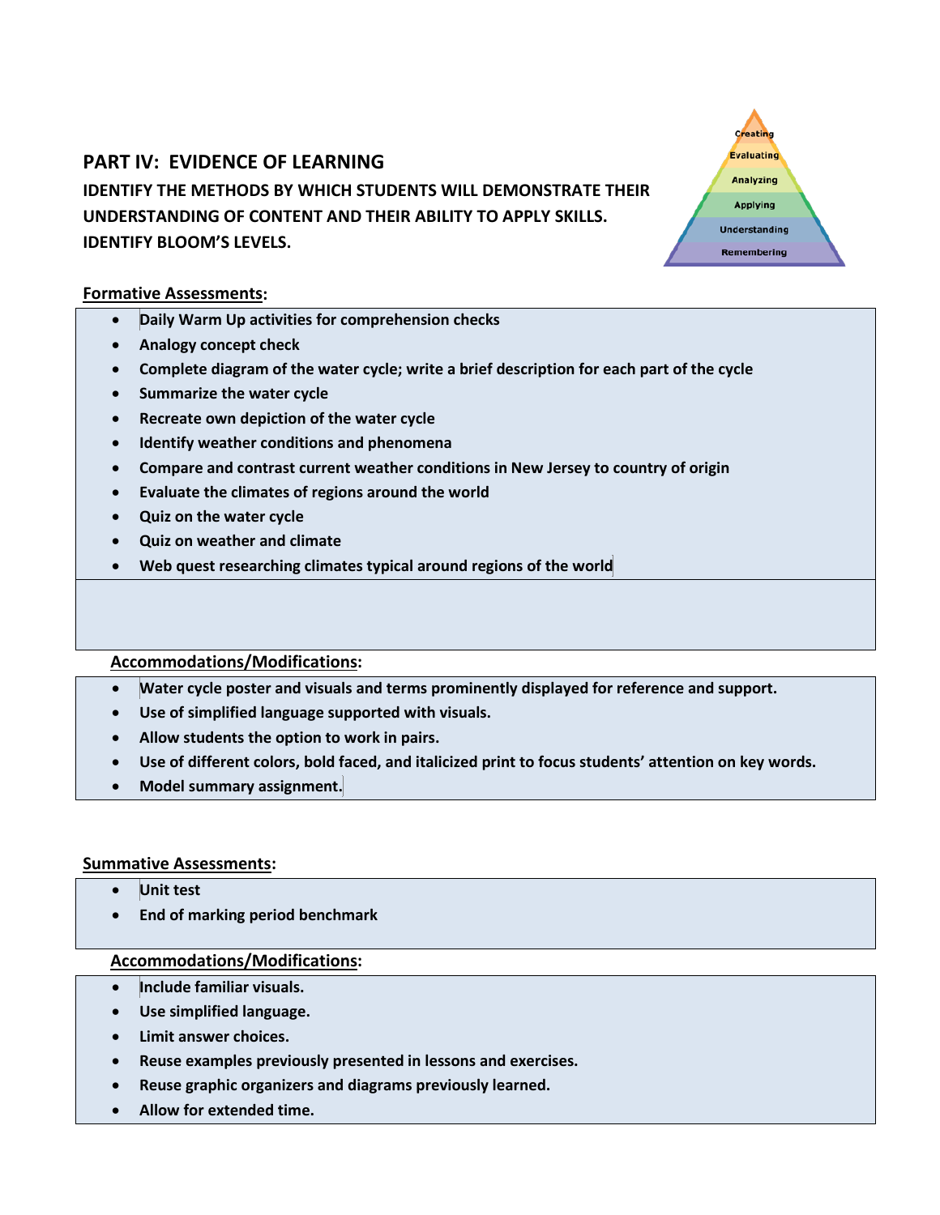## PART IV: EVIDENCE OF LEARNING

**IDENTIFY THE METHODS BY WHICH STUDENTS WILL DEMONSTRATE THEIR UNDERSTANDING OF CONTENT AND THEIR ABILITY TO APPLY SKILLS. IDENTIFY BLOOM'S LEVELS.**

Creating
Evaluating
Analyzing
Applying
Understanding
Remembering

**Formative Assessments:**

- Daily Warm Up activities for comprehension checks
- Analogy concept check
- Complete diagram of the water cycle; write a brief description for each part of the cycle
- Summarize the water cycle
- Recreate own depiction of the water cycle
- Identify weather conditions and phenomena
- Compare and contrast current weather conditions in New Jersey to country of origin
- Evaluate the climates of regions around the world
- Quiz on the water cycle
- Quiz on weather and climate
- Web quest researching climates typical around regions of the world

**Accommodations/Modifications:**

- Water cycle poster and visuals and terms prominently displayed for reference and support.
- Use of simplified language supported with visuals.
- Allow students the option to work in pairs.
- Use of different colors, bold faced, and italicized print to focus students' attention on key words.
- Model summary assignment.

**Summative Assessments:**

- Unit test
- End of marking period benchmark

**Accommodations/Modifications:**

- Include familiar visuals.
- Use simplified language.
- Limit answer choices.
- Reuse examples previously presented in lessons and exercises.
- Reuse graphic organizers and diagrams previously learned.
- Allow for extended time.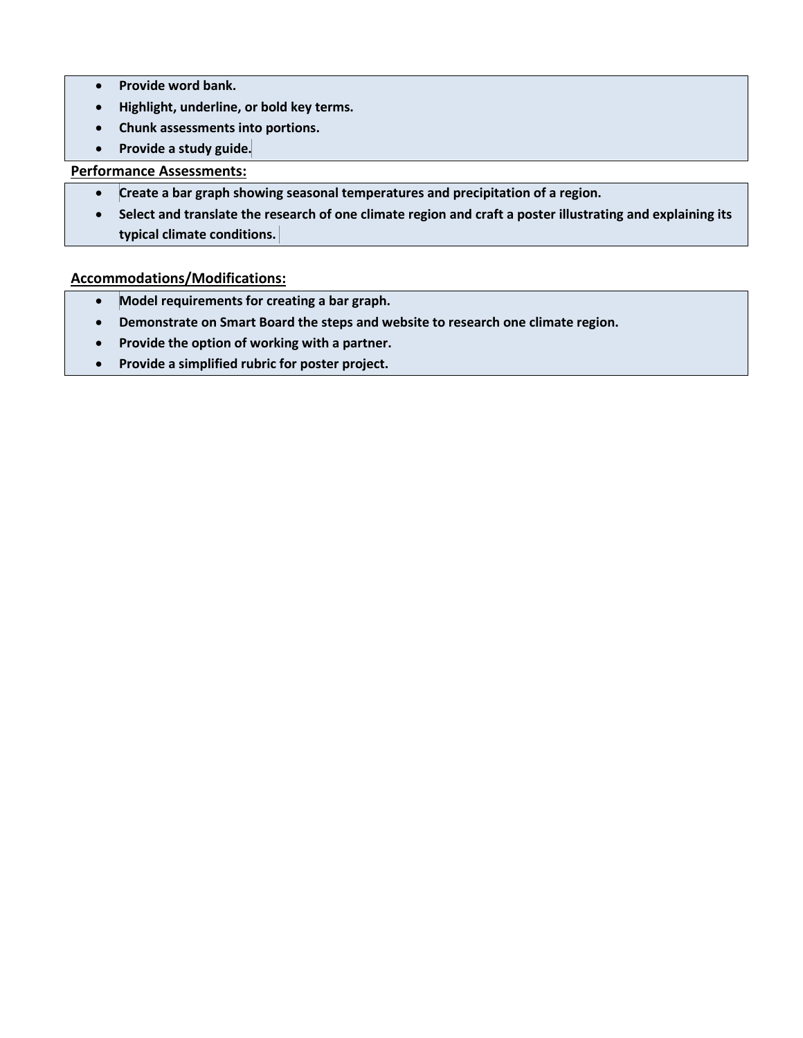- **Provide word bank.**
- **Highlight, underline, or bold key terms.**
- **Chunk assessments into portions.**
- **Provide a study guide.**

**Performance Assessments:**

- **Create a bar graph showing seasonal temperatures and precipitation of a region.**
- **Select and translate the research of one climate region and craft a poster illustrating and explaining its typical climate conditions.**

**Accommodations/Modifications:**

- **Model requirements for creating a bar graph.**
- **Demonstrate on Smart Board the steps and website to research one climate region.**
- **Provide the option of working with a partner.**
- **Provide a simplified rubric for poster project.**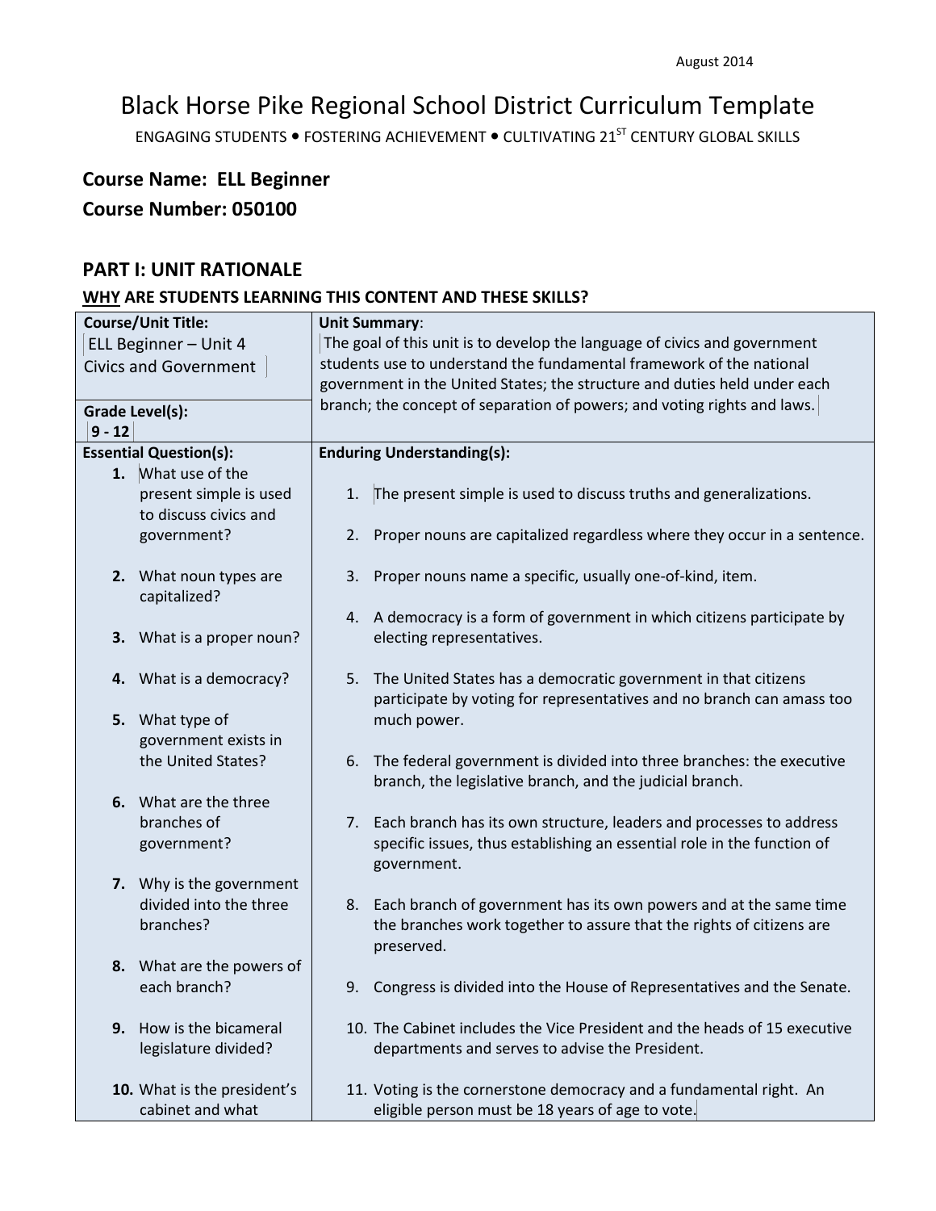August 2014

# Black Horse Pike Regional School District Curriculum Template

ENGAGING STUDENTS • FOSTERING ACHIEVEMENT • CULTIVATING 21ST CENTURY GLOBAL SKILLS

## Course Name: ELL Beginner

## Course Number: 050100

## PART I: UNIT RATIONALE

### WHY ARE STUDENTS LEARNING THIS CONTENT AND THESE SKILLS?

| **Course/Unit Title:** ELL Beginner – Unit 4 Civics and Government<br><br>**Grade Level(s):** 9 - 12 | **Unit Summary**: The goal of this unit is to develop the language of civics and government students use to understand the fundamental framework of the national government in the United States; the structure and duties held under each branch; the concept of separation of powers; and voting rights and laws. |
|---|---|
| **Essential Question(s):**<br>1. What use of the present simple is used to discuss civics and government?<br>2. What noun types are capitalized?<br>3. What is a proper noun?<br>4. What is a democracy?<br>5. What type of government exists in the United States?<br>6. What are the three branches of government?<br>7. Why is the government divided into the three branches?<br>8. What are the powers of each branch?<br>9. How is the bicameral legislature divided?<br>10. What is the president's cabinet and what | **Enduring Understanding(s):**<br>1. The present simple is used to discuss truths and generalizations.<br>2. Proper nouns are capitalized regardless where they occur in a sentence.<br>3. Proper nouns name a specific, usually one-of-kind, item.<br>4. A democracy is a form of government in which citizens participate by electing representatives.<br>5. The United States has a democratic government in that citizens participate by voting for representatives and no branch can amass too much power.<br>6. The federal government is divided into three branches: the executive branch, the legislative branch, and the judicial branch.<br>7. Each branch has its own structure, leaders and processes to address specific issues, thus establishing an essential role in the function of government.<br>8. Each branch of government has its own powers and at the same time the branches work together to assure that the rights of citizens are preserved.<br>9. Congress is divided into the House of Representatives and the Senate.<br>10. The Cabinet includes the Vice President and the heads of 15 executive departments and serves to advise the President.<br>11. Voting is the cornerstone democracy and a fundamental right. An eligible person must be 18 years of age to vote. |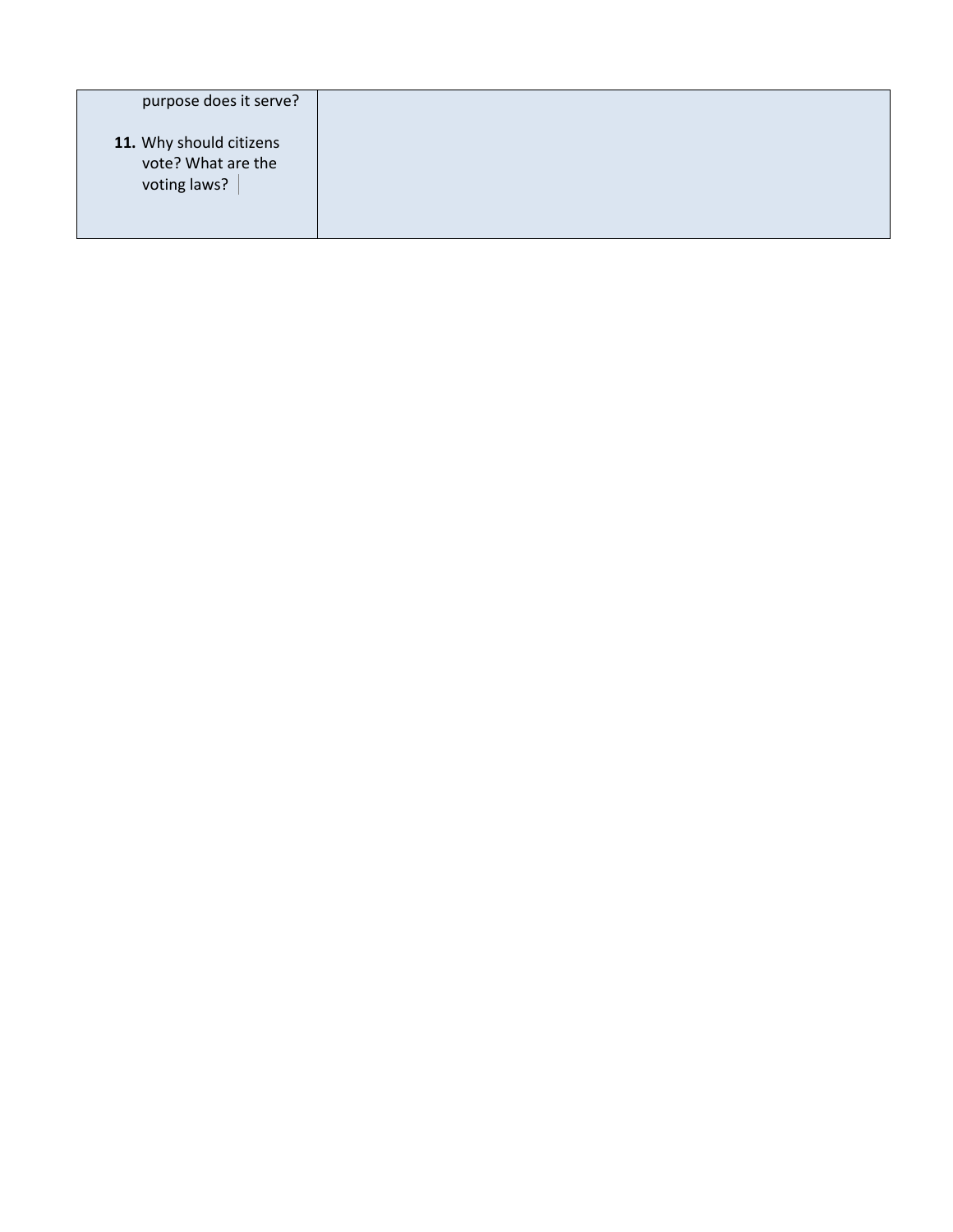| | |
|---|---|
| purpose does it serve?<br><br>**11.** Why should citizens vote? What are the voting laws? | |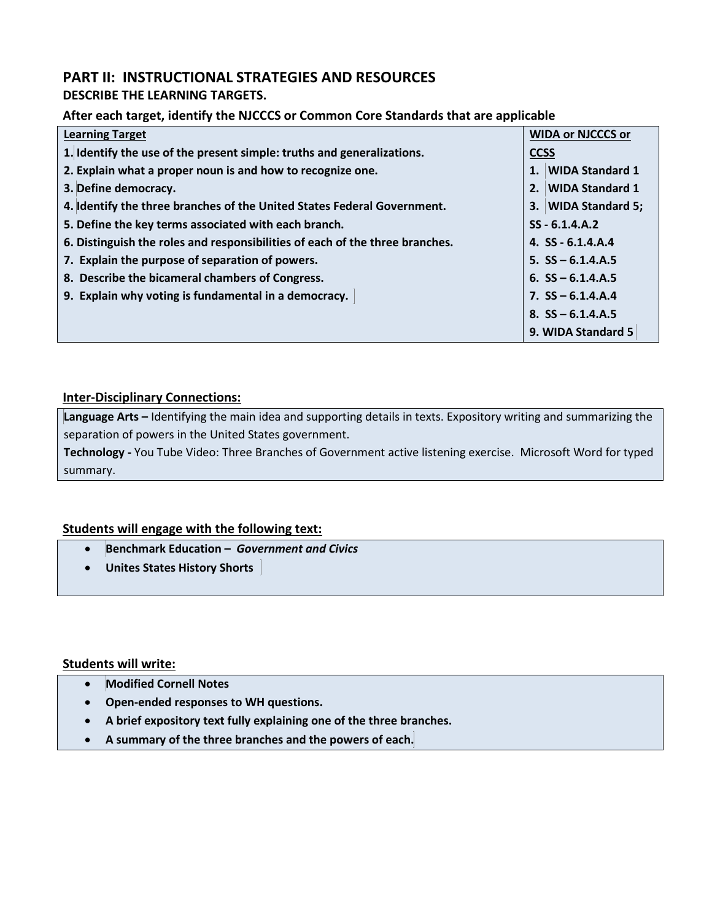## PART II: INSTRUCTIONAL STRATEGIES AND RESOURCES

### DESCRIBE THE LEARNING TARGETS.

### After each target, identify the NJCCCS or Common Core Standards that are applicable

| Learning Target | WIDA or NJCCCS or CCSS |
|---|---|
| 1. Identify the use of the present simple: truths and generalizations. | 1. WIDA Standard 1 |
| 2. Explain what a proper noun is and how to recognize one. | 2. WIDA Standard 1 |
| 3. Define democracy. | 3. WIDA Standard 5; SS - 6.1.4.A.2 |
| 4. Identify the three branches of the United States Federal Government. | 4. SS - 6.1.4.A.4 |
| 5. Define the key terms associated with each branch. | 5. SS – 6.1.4.A.5 |
| 6. Distinguish the roles and responsibilities of each of the three branches. | 6. SS – 6.1.4.A.5 |
| 7. Explain the purpose of separation of powers. | 7. SS – 6.1.4.A.4 |
| 8. Describe the bicameral chambers of Congress. | 8. SS – 6.1.4.A.5 |
| 9. Explain why voting is fundamental in a democracy. | 9. WIDA Standard 5 |

**Inter-Disciplinary Connections:**

**Language Arts –** Identifying the main idea and supporting details in texts. Expository writing and summarizing the separation of powers in the United States government.

**Technology -** You Tube Video: Three Branches of Government active listening exercise. Microsoft Word for typed summary.

**Students will engage with the following text:**

- **Benchmark Education –** ***Government and Civics***
- **Unites States History Shorts**

**Students will write:**

- **Modified Cornell Notes**
- **Open-ended responses to WH questions.**
- **A brief expository text fully explaining one of the three branches.**
- **A summary of the three branches and the powers of each.**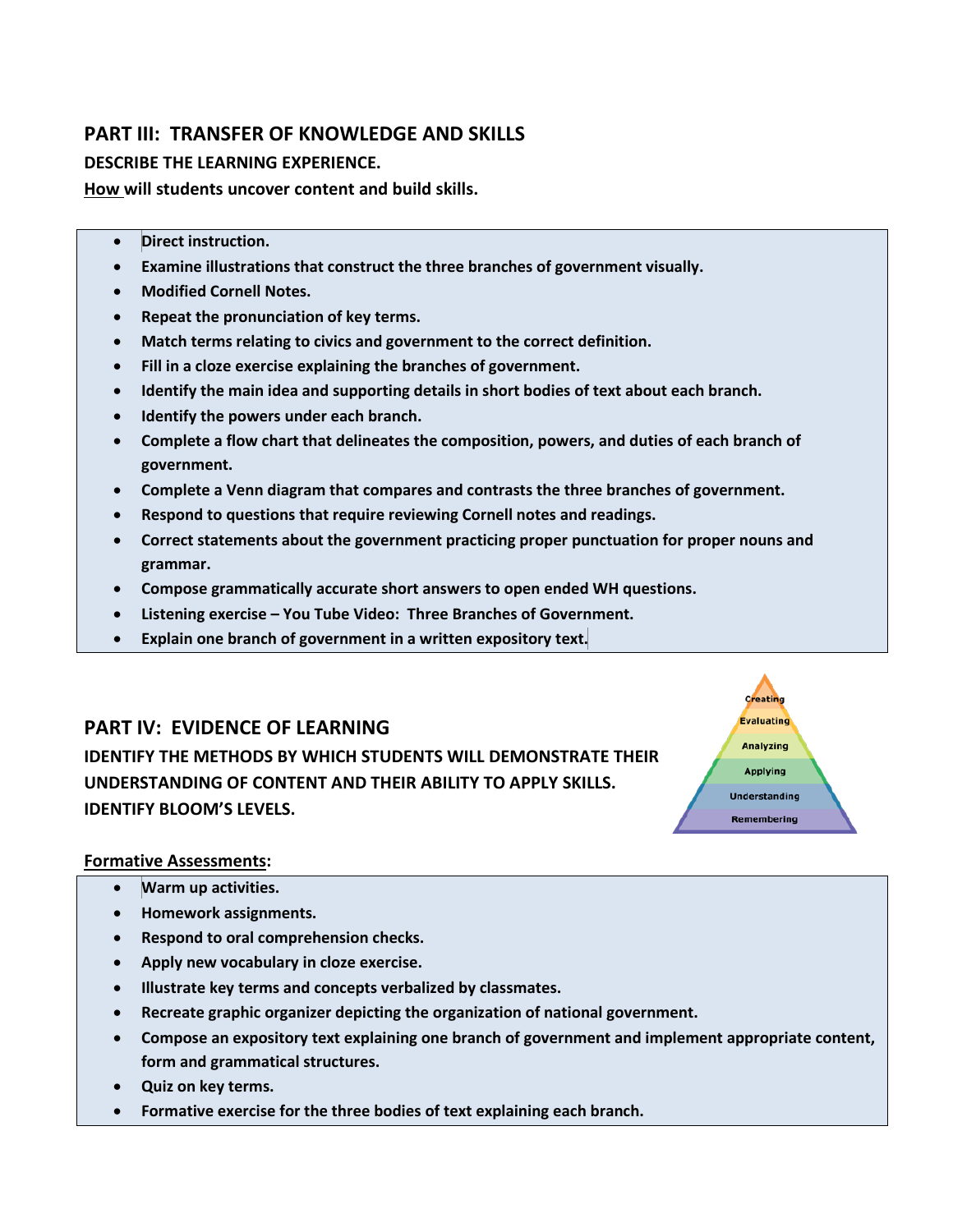## PART III: TRANSFER OF KNOWLEDGE AND SKILLS

**DESCRIBE THE LEARNING EXPERIENCE.**

**How will students uncover content and build skills.**

- **Direct instruction.**
- **Examine illustrations that construct the three branches of government visually.**
- **Modified Cornell Notes.**
- **Repeat the pronunciation of key terms.**
- **Match terms relating to civics and government to the correct definition.**
- **Fill in a cloze exercise explaining the branches of government.**
- **Identify the main idea and supporting details in short bodies of text about each branch.**
- **Identify the powers under each branch.**
- **Complete a flow chart that delineates the composition, powers, and duties of each branch of government.**
- **Complete a Venn diagram that compares and contrasts the three branches of government.**
- **Respond to questions that require reviewing Cornell notes and readings.**
- **Correct statements about the government practicing proper punctuation for proper nouns and grammar.**
- **Compose grammatically accurate short answers to open ended WH questions.**
- **Listening exercise – You Tube Video: Three Branches of Government.**
- **Explain one branch of government in a written expository text.**

## PART IV: EVIDENCE OF LEARNING

**IDENTIFY THE METHODS BY WHICH STUDENTS WILL DEMONSTRATE THEIR UNDERSTANDING OF CONTENT AND THEIR ABILITY TO APPLY SKILLS. IDENTIFY BLOOM'S LEVELS.**

Creating
Evaluating
Analyzing
Applying
Understanding
Remembering

**Formative Assessments:**

- **Warm up activities.**
- **Homework assignments.**
- **Respond to oral comprehension checks.**
- **Apply new vocabulary in cloze exercise.**
- **Illustrate key terms and concepts verbalized by classmates.**
- **Recreate graphic organizer depicting the organization of national government.**
- **Compose an expository text explaining one branch of government and implement appropriate content, form and grammatical structures.**
- **Quiz on key terms.**
- **Formative exercise for the three bodies of text explaining each branch.**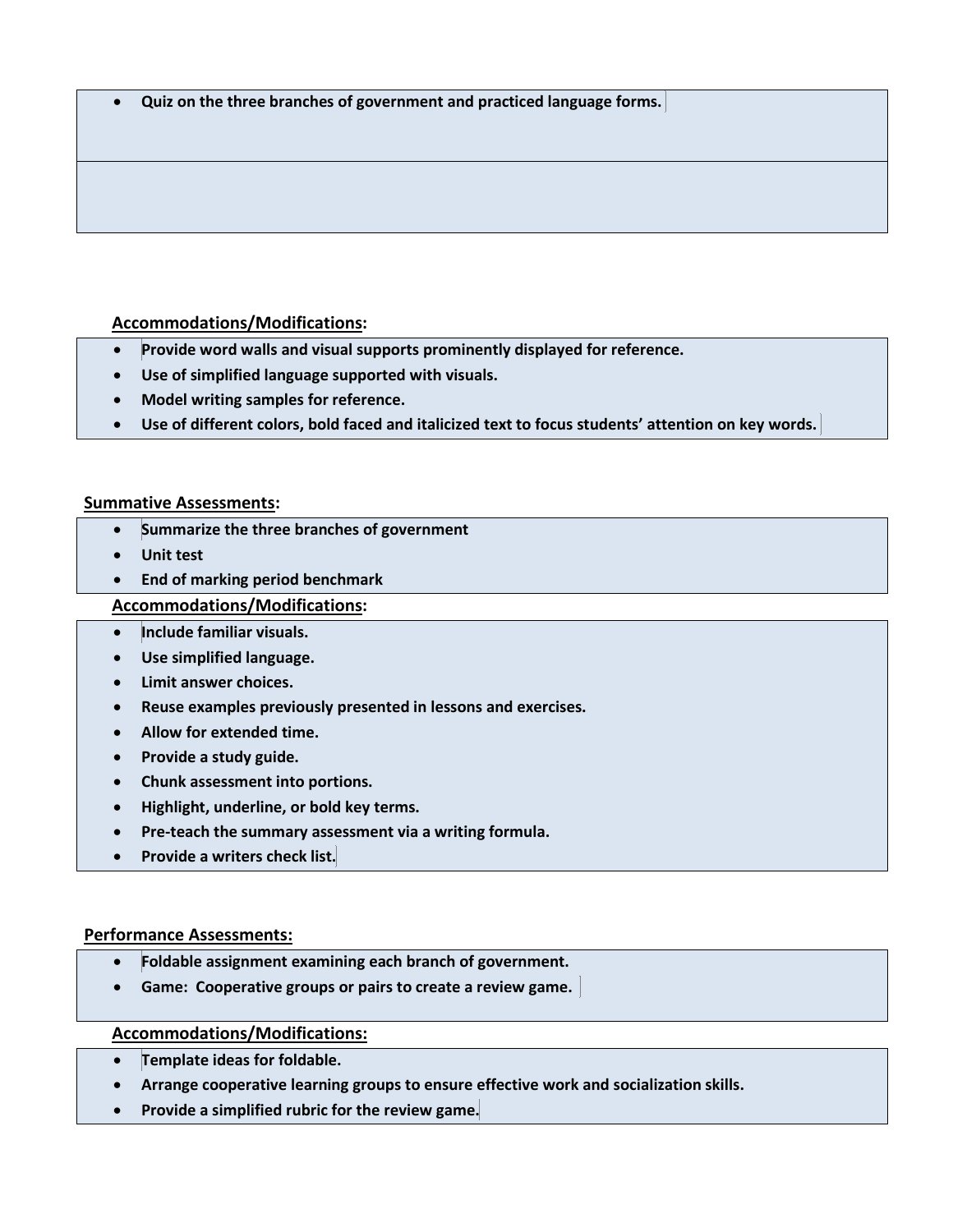- **Quiz on the three branches of government and practiced language forms.**

**Accommodations/Modifications:**

- **Provide word walls and visual supports prominently displayed for reference.**
- **Use of simplified language supported with visuals.**
- **Model writing samples for reference.**
- **Use of different colors, bold faced and italicized text to focus students' attention on key words.**

**Summative Assessments:**

- **Summarize the three branches of government**
- **Unit test**
- **End of marking period benchmark**

**Accommodations/Modifications:**

- **Include familiar visuals.**
- **Use simplified language.**
- **Limit answer choices.**
- **Reuse examples previously presented in lessons and exercises.**
- **Allow for extended time.**
- **Provide a study guide.**
- **Chunk assessment into portions.**
- **Highlight, underline, or bold key terms.**
- **Pre-teach the summary assessment via a writing formula.**
- **Provide a writers check list.**

**Performance Assessments:**

- **Foldable assignment examining each branch of government.**
- **Game: Cooperative groups or pairs to create a review game.**

**Accommodations/Modifications:**

- **Template ideas for foldable.**
- **Arrange cooperative learning groups to ensure effective work and socialization skills.**
- **Provide a simplified rubric for the review game.**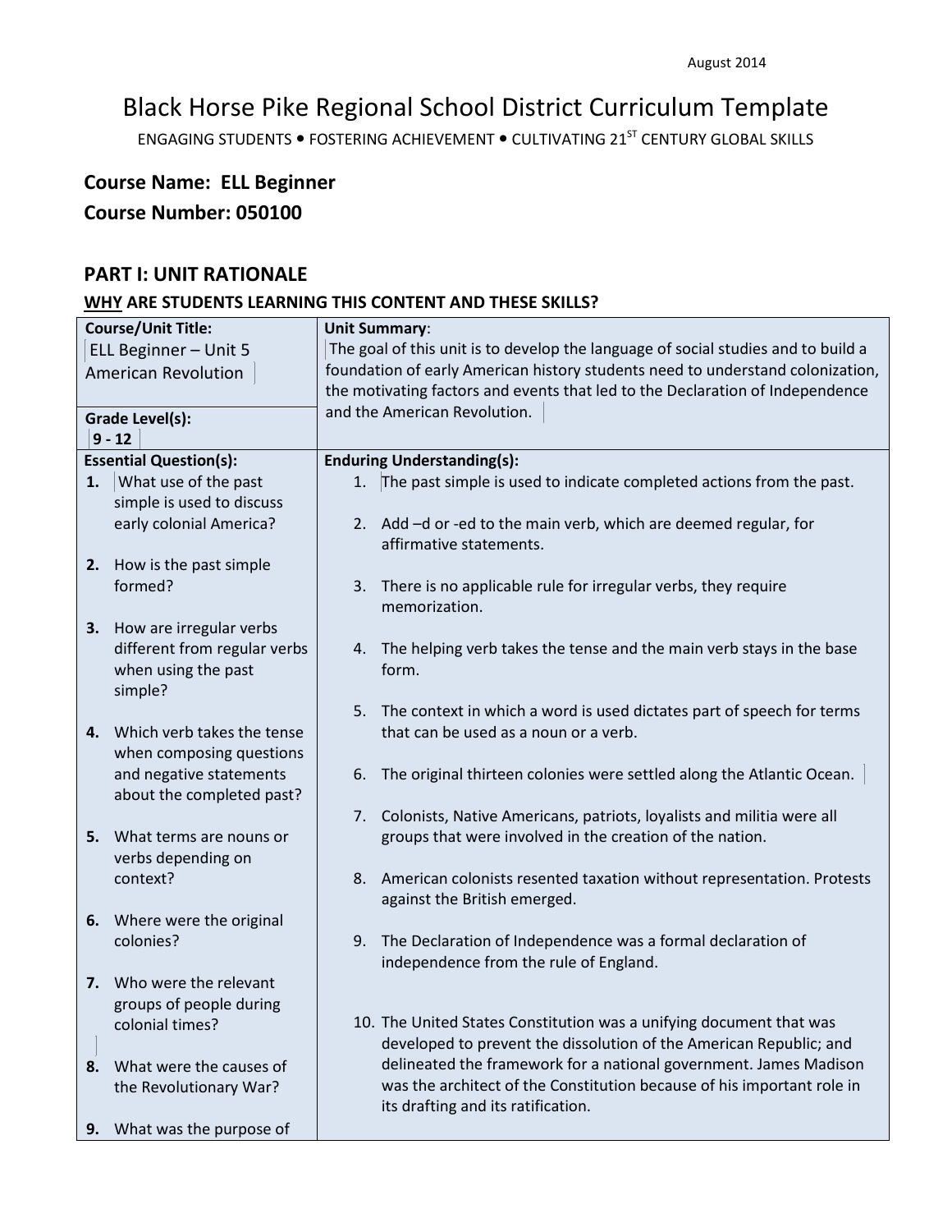August 2014

# Black Horse Pike Regional School District Curriculum Template

ENGAGING STUDENTS • FOSTERING ACHIEVEMENT • CULTIVATING 21ST CENTURY GLOBAL SKILLS

## Course Name: ELL Beginner

## Course Number: 050100

## PART I: UNIT RATIONALE

### WHY ARE STUDENTS LEARNING THIS CONTENT AND THESE SKILLS?

| **Course/Unit Title:** ELL Beginner – Unit 5 American Revolution<br><br>**Grade Level(s):** 9 - 12 | **Unit Summary**: The goal of this unit is to develop the language of social studies and to build a foundation of early American history students need to understand colonization, the motivating factors and events that led to the Declaration of Independence and the American Revolution. |
|---|---|
| **Essential Question(s):**<br>1. What use of the past simple is used to discuss early colonial America?<br>2. How is the past simple formed?<br>3. How are irregular verbs different from regular verbs when using the past simple?<br>4. Which verb takes the tense when composing questions and negative statements about the completed past?<br>5. What terms are nouns or verbs depending on context?<br>6. Where were the original colonies?<br>7. Who were the relevant groups of people during colonial times?<br>8. What were the causes of the Revolutionary War?<br>9. What was the purpose of | **Enduring Understanding(s):**<br>1. The past simple is used to indicate completed actions from the past.<br>2. Add –d or -ed to the main verb, which are deemed regular, for affirmative statements.<br>3. There is no applicable rule for irregular verbs, they require memorization.<br>4. The helping verb takes the tense and the main verb stays in the base form.<br>5. The context in which a word is used dictates part of speech for terms that can be used as a noun or a verb.<br>6. The original thirteen colonies were settled along the Atlantic Ocean.<br>7. Colonists, Native Americans, patriots, loyalists and militia were all groups that were involved in the creation of the nation.<br>8. American colonists resented taxation without representation. Protests against the British emerged.<br>9. The Declaration of Independence was a formal declaration of independence from the rule of England.<br>10. The United States Constitution was a unifying document that was developed to prevent the dissolution of the American Republic; and delineated the framework for a national government. James Madison was the architect of the Constitution because of his important role in its drafting and its ratification. |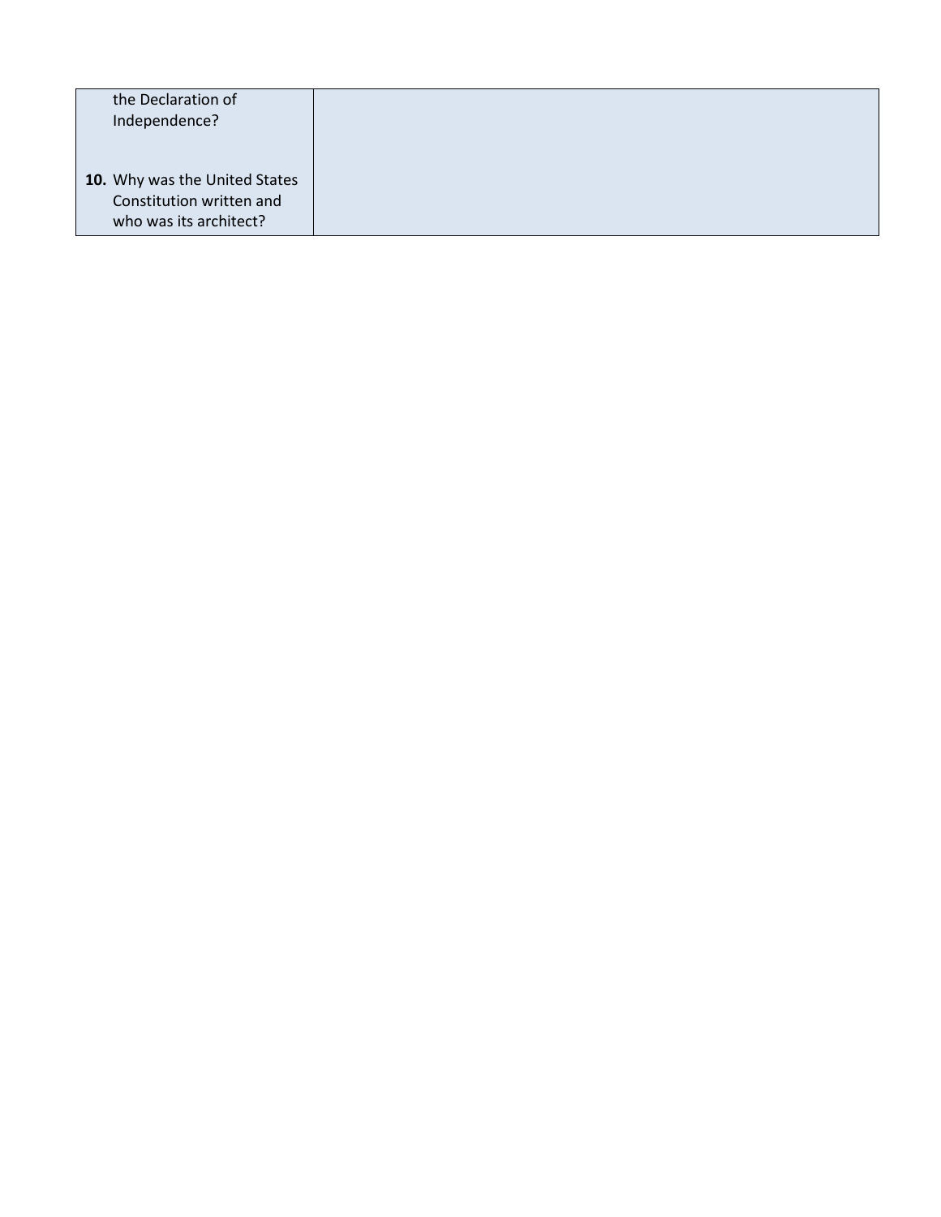| | |
|---|---|
| the Declaration of Independence? | |
| **10.** Why was the United States Constitution written and who was its architect? | |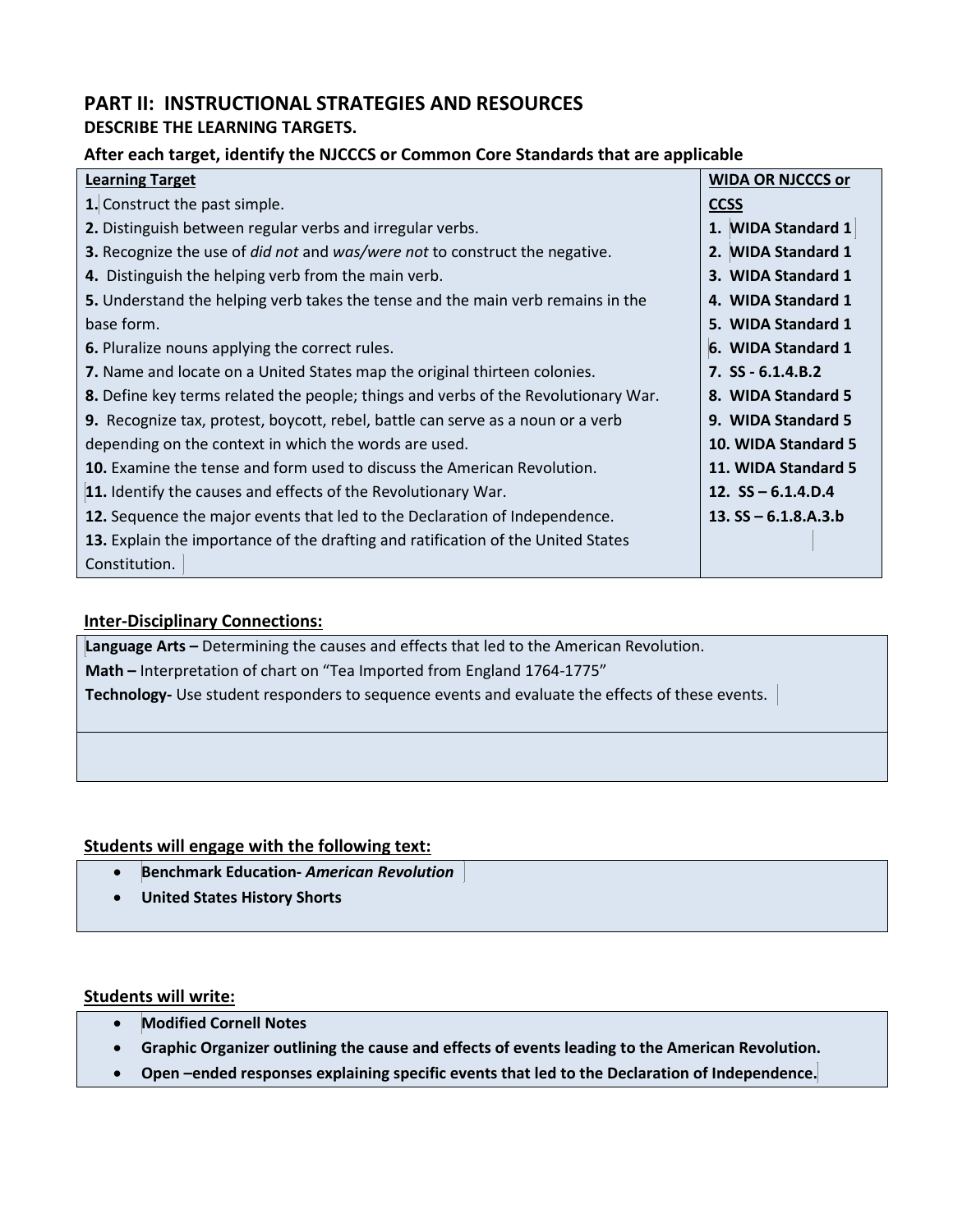## PART II: INSTRUCTIONAL STRATEGIES AND RESOURCES

### DESCRIBE THE LEARNING TARGETS.

### After each target, identify the NJCCCS or Common Core Standards that are applicable

| Learning Target | WIDA OR NJCCCS or CCSS |
|---|---|
| **1.** Construct the past simple. | **1. WIDA Standard 1** |
| **2.** Distinguish between regular verbs and irregular verbs. | **2. WIDA Standard 1** |
| **3.** Recognize the use of *did not* and *was/were not* to construct the negative. | **3. WIDA Standard 1** |
| **4.** Distinguish the helping verb from the main verb. | **4. WIDA Standard 1** |
| **5.** Understand the helping verb takes the tense and the main verb remains in the base form. | **5. WIDA Standard 1** |
| **6.** Pluralize nouns applying the correct rules. | **6. WIDA Standard 1** |
| **7.** Name and locate on a United States map the original thirteen colonies. | **7. SS - 6.1.4.B.2** |
| **8.** Define key terms related the people; things and verbs of the Revolutionary War. | **8. WIDA Standard 5** |
| **9.** Recognize tax, protest, boycott, rebel, battle can serve as a noun or a verb depending on the context in which the words are used. | **9. WIDA Standard 5** |
| **10.** Examine the tense and form used to discuss the American Revolution. | **10. WIDA Standard 5** |
| **11.** Identify the causes and effects of the Revolutionary War. | **11. WIDA Standard 5** |
| **12.** Sequence the major events that led to the Declaration of Independence. | **12. SS – 6.1.4.D.4** |
| **13.** Explain the importance of the drafting and ratification of the United States Constitution. | **13. SS – 6.1.8.A.3.b** |

### Inter-Disciplinary Connections:

**Language Arts –** Determining the causes and effects that led to the American Revolution.
**Math –** Interpretation of chart on "Tea Imported from England 1764-1775"
**Technology-** Use student responders to sequence events and evaluate the effects of these events.

### Students will engage with the following text:

- **Benchmark Education-** ***American Revolution***
- **United States History Shorts**

### Students will write:

- **Modified Cornell Notes**
- **Graphic Organizer outlining the cause and effects of events leading to the American Revolution.**
- **Open –ended responses explaining specific events that led to the Declaration of Independence.**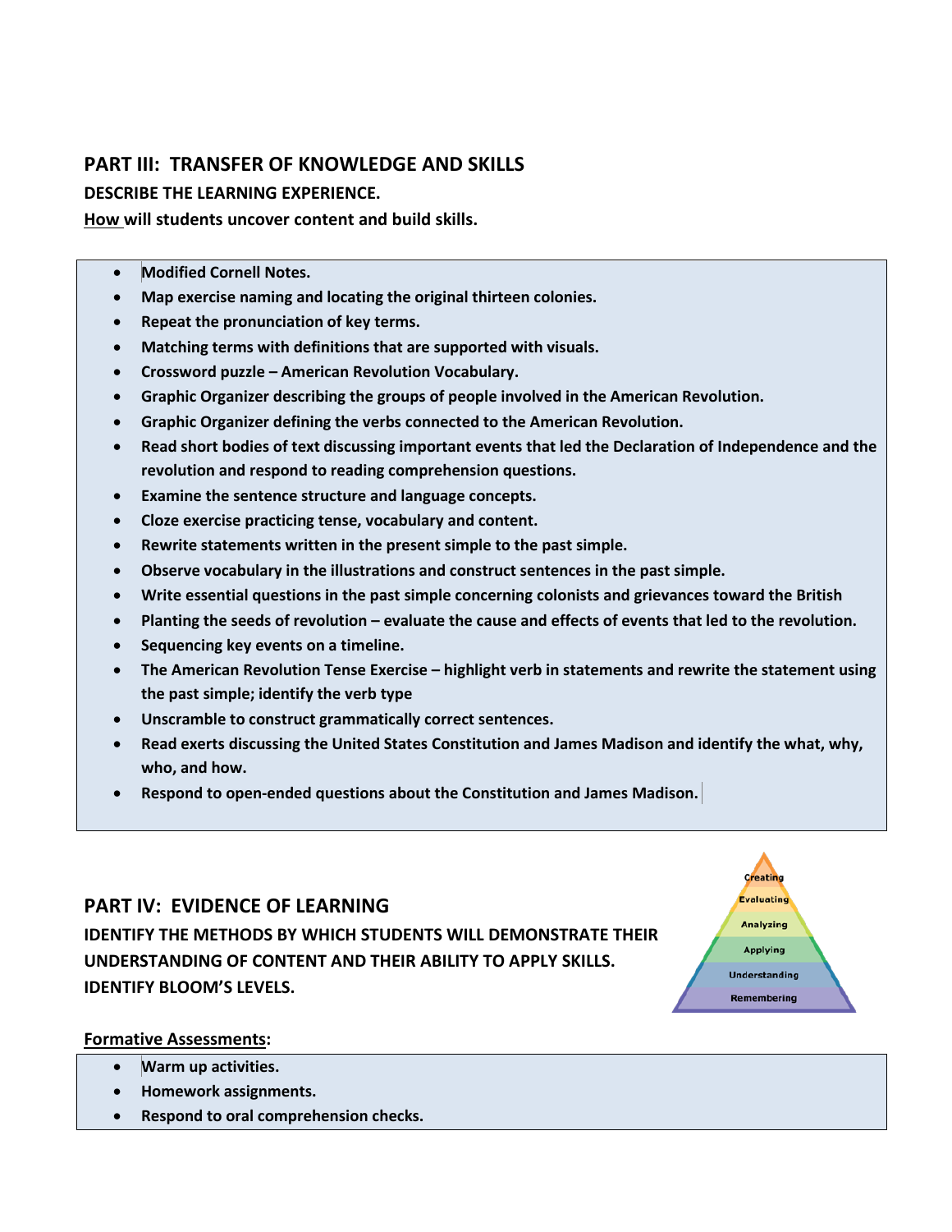## PART III: TRANSFER OF KNOWLEDGE AND SKILLS

**DESCRIBE THE LEARNING EXPERIENCE.**

**How will students uncover content and build skills.**

- **Modified Cornell Notes.**
- **Map exercise naming and locating the original thirteen colonies.**
- **Repeat the pronunciation of key terms.**
- **Matching terms with definitions that are supported with visuals.**
- **Crossword puzzle – American Revolution Vocabulary.**
- **Graphic Organizer describing the groups of people involved in the American Revolution.**
- **Graphic Organizer defining the verbs connected to the American Revolution.**
- **Read short bodies of text discussing important events that led the Declaration of Independence and the revolution and respond to reading comprehension questions.**
- **Examine the sentence structure and language concepts.**
- **Cloze exercise practicing tense, vocabulary and content.**
- **Rewrite statements written in the present simple to the past simple.**
- **Observe vocabulary in the illustrations and construct sentences in the past simple.**
- **Write essential questions in the past simple concerning colonists and grievances toward the British**
- **Planting the seeds of revolution – evaluate the cause and effects of events that led to the revolution.**
- **Sequencing key events on a timeline.**
- **The American Revolution Tense Exercise – highlight verb in statements and rewrite the statement using the past simple; identify the verb type**
- **Unscramble to construct grammatically correct sentences.**
- **Read exerts discussing the United States Constitution and James Madison and identify the what, why, who, and how.**
- **Respond to open-ended questions about the Constitution and James Madison.**

## PART IV: EVIDENCE OF LEARNING

**IDENTIFY THE METHODS BY WHICH STUDENTS WILL DEMONSTRATE THEIR UNDERSTANDING OF CONTENT AND THEIR ABILITY TO APPLY SKILLS. IDENTIFY BLOOM'S LEVELS.**

Creating
Evaluating
Analyzing
Applying
Understanding
Remembering

**Formative Assessments:**

- **Warm up activities.**
- **Homework assignments.**
- **Respond to oral comprehension checks.**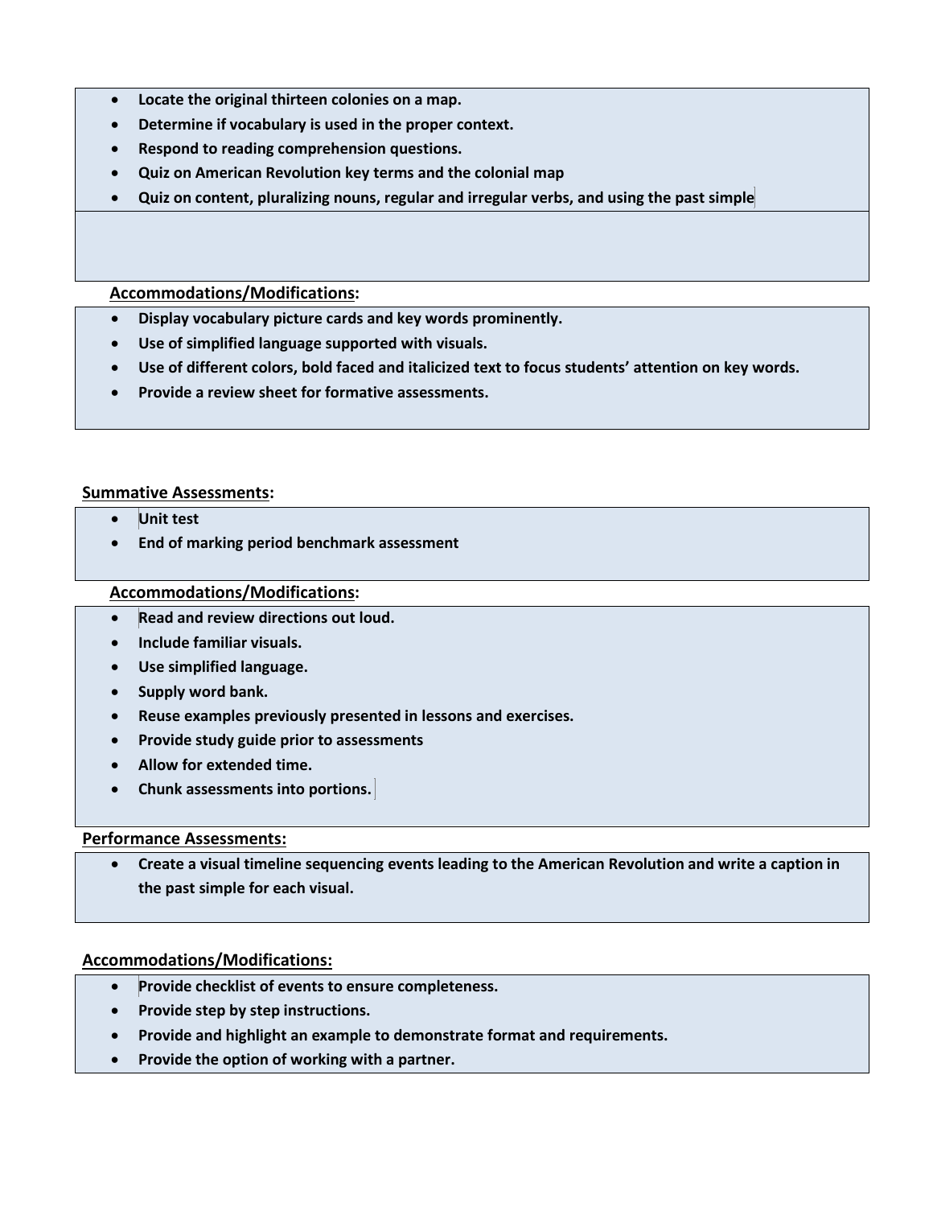- **Locate the original thirteen colonies on a map.**
- **Determine if vocabulary is used in the proper context.**
- **Respond to reading comprehension questions.**
- **Quiz on American Revolution key terms and the colonial map**
- **Quiz on content, pluralizing nouns, regular and irregular verbs, and using the past simple**

**Accommodations/Modifications:**

- **Display vocabulary picture cards and key words prominently.**
- **Use of simplified language supported with visuals.**
- **Use of different colors, bold faced and italicized text to focus students' attention on key words.**
- **Provide a review sheet for formative assessments.**

**Summative Assessments:**

- **Unit test**
- **End of marking period benchmark assessment**

**Accommodations/Modifications:**

- **Read and review directions out loud.**
- **Include familiar visuals.**
- **Use simplified language.**
- **Supply word bank.**
- **Reuse examples previously presented in lessons and exercises.**
- **Provide study guide prior to assessments**
- **Allow for extended time.**
- **Chunk assessments into portions.**

**Performance Assessments:**

- **Create a visual timeline sequencing events leading to the American Revolution and write a caption in the past simple for each visual.**

**Accommodations/Modifications:**

- **Provide checklist of events to ensure completeness.**
- **Provide step by step instructions.**
- **Provide and highlight an example to demonstrate format and requirements.**
- **Provide the option of working with a partner.**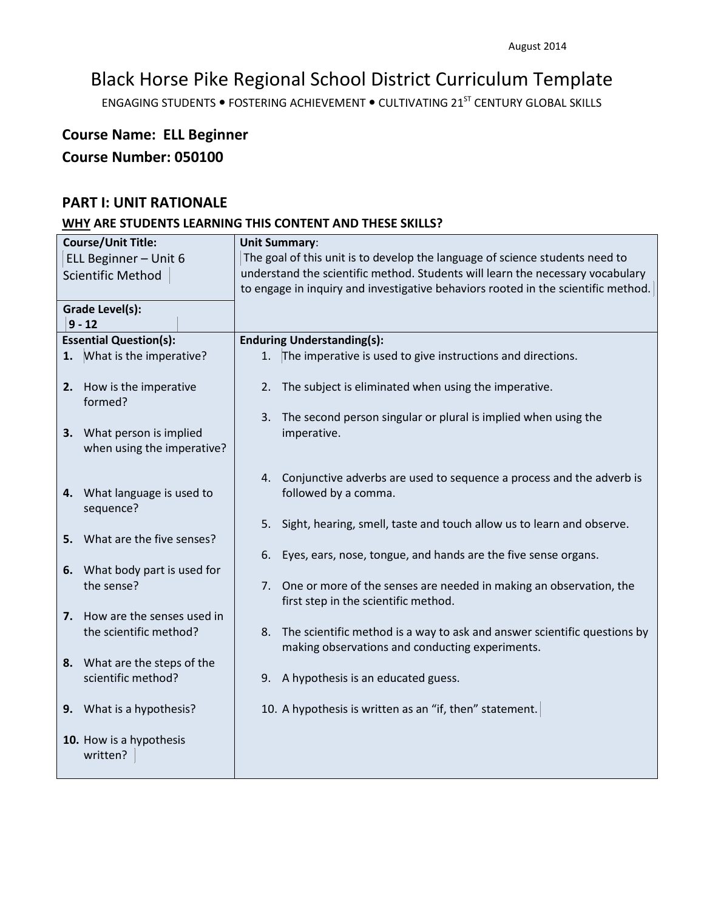August 2014

# Black Horse Pike Regional School District Curriculum Template

ENGAGING STUDENTS • FOSTERING ACHIEVEMENT • CULTIVATING 21ST CENTURY GLOBAL SKILLS

**Course Name: ELL Beginner**

**Course Number: 050100**

## PART I: UNIT RATIONALE

**WHY ARE STUDENTS LEARNING THIS CONTENT AND THESE SKILLS?**

| **Course/Unit Title:**<br>ELL Beginner – Unit 6 Scientific Method | **Unit Summary**:<br>The goal of this unit is to develop the language of science students need to understand the scientific method. Students will learn the necessary vocabulary to engage in inquiry and investigative behaviors rooted in the scientific method. |
|---|---|
| **Grade Level(s):**<br>9 - 12 | |
| **Essential Question(s):**<br>**1.** What is the imperative?<br>**2.** How is the imperative formed?<br>**3.** What person is implied when using the imperative?<br>**4.** What language is used to sequence?<br>**5.** What are the five senses?<br>**6.** What body part is used for the sense?<br>**7.** How are the senses used in the scientific method?<br>**8.** What are the steps of the scientific method?<br>**9.** What is a hypothesis?<br>**10.** How is a hypothesis written? | **Enduring Understanding(s):**<br>1. The imperative is used to give instructions and directions.<br>2. The subject is eliminated when using the imperative.<br>3. The second person singular or plural is implied when using the imperative.<br>4. Conjunctive adverbs are used to sequence a process and the adverb is followed by a comma.<br>5. Sight, hearing, smell, taste and touch allow us to learn and observe.<br>6. Eyes, ears, nose, tongue, and hands are the five sense organs.<br>7. One or more of the senses are needed in making an observation, the first step in the scientific method.<br>8. The scientific method is a way to ask and answer scientific questions by making observations and conducting experiments.<br>9. A hypothesis is an educated guess.<br>10. A hypothesis is written as an "if, then" statement. |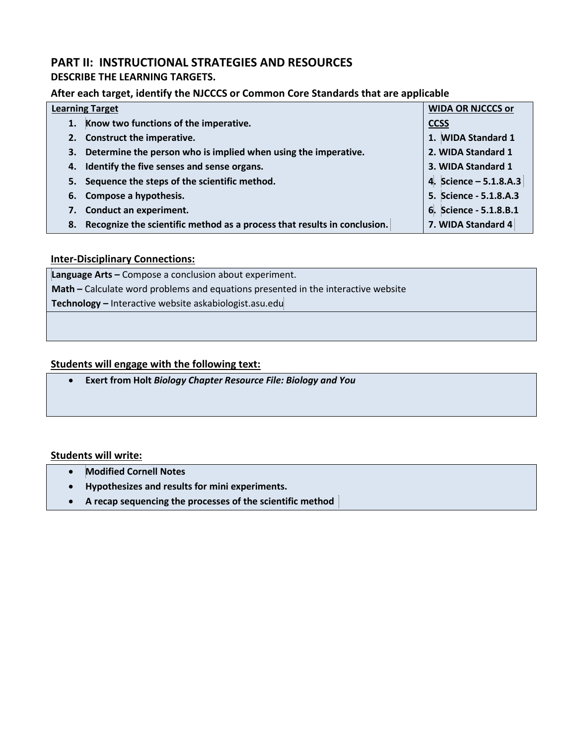## PART II: INSTRUCTIONAL STRATEGIES AND RESOURCES

**DESCRIBE THE LEARNING TARGETS.**

**After each target, identify the NJCCCS or Common Core Standards that are applicable**

| Learning Target | WIDA OR NJCCCS or CCSS |
|---|---|
| 1. **Know two functions of the imperative.** | **1. WIDA Standard 1** |
| 2. **Construct the imperative.** | **2. WIDA Standard 1** |
| 3. **Determine the person who is implied when using the imperative.** | **3. WIDA Standard 1** |
| 4. **Identify the five senses and sense organs.** | **4. Science – 5.1.8.A.3** |
| 5. **Sequence the steps of the scientific method.** | **5. Science - 5.1.8.A.3** |
| 6. **Compose a hypothesis.** | **6. Science - 5.1.8.B.1** |
| 7. **Conduct an experiment.** | **7. WIDA Standard 4** |
| 8. **Recognize the scientific method as a process that results in conclusion.** | |

### Inter-Disciplinary Connections:

**Language Arts –** Compose a conclusion about experiment.

**Math –** Calculate word problems and equations presented in the interactive website

**Technology –** Interactive website askabiologist.asu.edu

### Students will engage with the following text:

- **Exert from Holt *Biology Chapter Resource File: Biology and You***

### Students will write:

- **Modified Cornell Notes**
- **Hypothesizes and results for mini experiments.**
- **A recap sequencing the processes of the scientific method**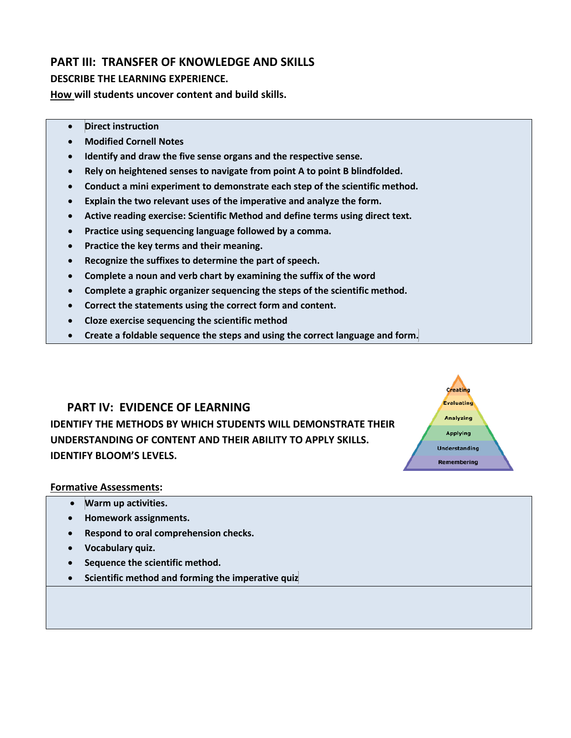## PART III: TRANSFER OF KNOWLEDGE AND SKILLS

**DESCRIBE THE LEARNING EXPERIENCE.**

**How will students uncover content and build skills.**

- **Direct instruction**
- **Modified Cornell Notes**
- **Identify and draw the five sense organs and the respective sense.**
- **Rely on heightened senses to navigate from point A to point B blindfolded.**
- **Conduct a mini experiment to demonstrate each step of the scientific method.**
- **Explain the two relevant uses of the imperative and analyze the form.**
- **Active reading exercise: Scientific Method and define terms using direct text.**
- **Practice using sequencing language followed by a comma.**
- **Practice the key terms and their meaning.**
- **Recognize the suffixes to determine the part of speech.**
- **Complete a noun and verb chart by examining the suffix of the word**
- **Complete a graphic organizer sequencing the steps of the scientific method.**
- **Correct the statements using the correct form and content.**
- **Cloze exercise sequencing the scientific method**
- **Create a foldable sequence the steps and using the correct language and form.**

## PART IV: EVIDENCE OF LEARNING

**IDENTIFY THE METHODS BY WHICH STUDENTS WILL DEMONSTRATE THEIR UNDERSTANDING OF CONTENT AND THEIR ABILITY TO APPLY SKILLS. IDENTIFY BLOOM'S LEVELS.**

Creating
Evaluating
Analyzing
Applying
Understanding
Remembering

**Formative Assessments:**

- **Warm up activities.**
- **Homework assignments.**
- **Respond to oral comprehension checks.**
- **Vocabulary quiz.**
- **Sequence the scientific method.**
- **Scientific method and forming the imperative quiz**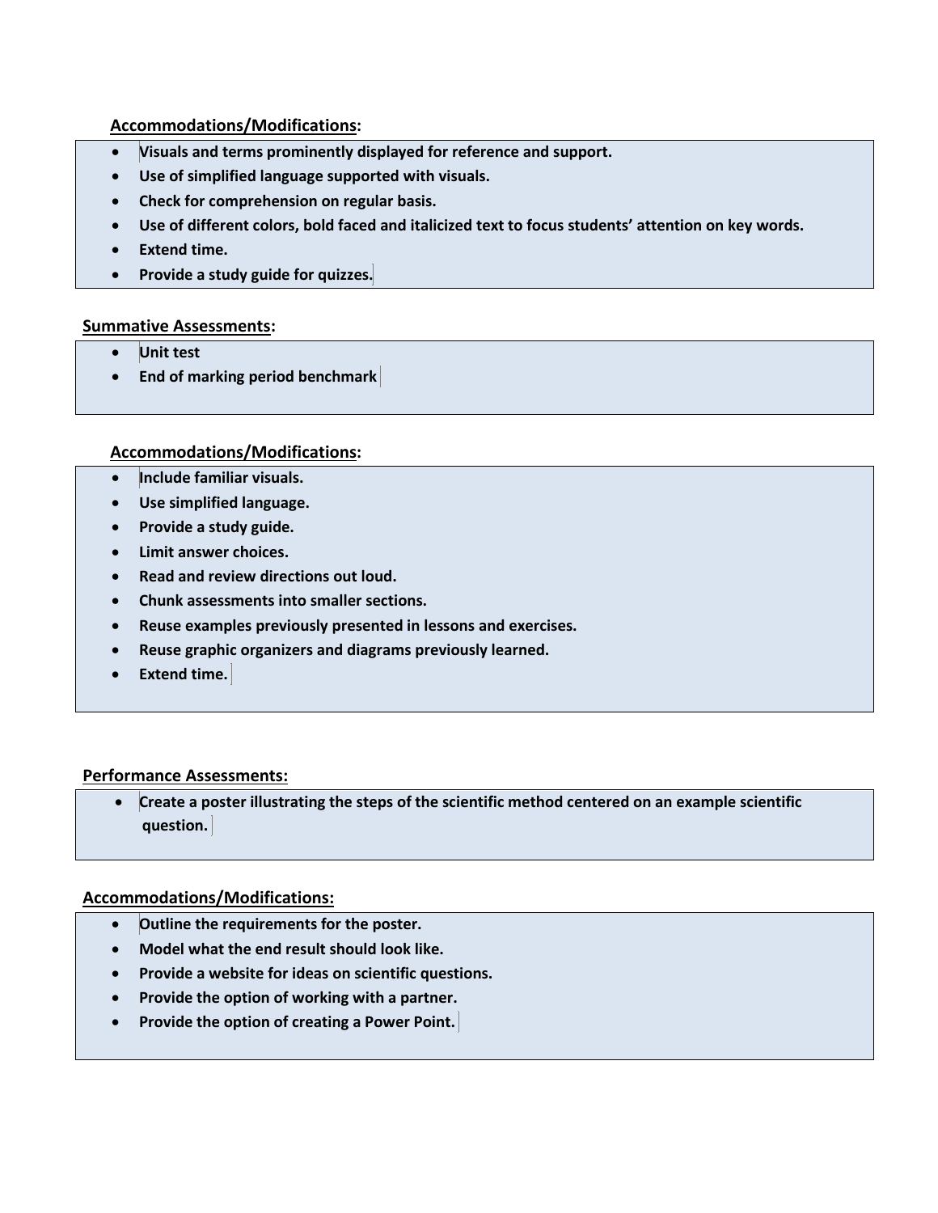**Accommodations/Modifications:**

- **Visuals and terms prominently displayed for reference and support.**
- **Use of simplified language supported with visuals.**
- **Check for comprehension on regular basis.**
- **Use of different colors, bold faced and italicized text to focus students' attention on key words.**
- **Extend time.**
- **Provide a study guide for quizzes.**

**Summative Assessments:**

- **Unit test**
- **End of marking period benchmark**

**Accommodations/Modifications:**

- **Include familiar visuals.**
- **Use simplified language.**
- **Provide a study guide.**
- **Limit answer choices.**
- **Read and review directions out loud.**
- **Chunk assessments into smaller sections.**
- **Reuse examples previously presented in lessons and exercises.**
- **Reuse graphic organizers and diagrams previously learned.**
- **Extend time.**

**Performance Assessments:**

- **Create a poster illustrating the steps of the scientific method centered on an example scientific question.**

**Accommodations/Modifications:**

- **Outline the requirements for the poster.**
- **Model what the end result should look like.**
- **Provide a website for ideas on scientific questions.**
- **Provide the option of working with a partner.**
- **Provide the option of creating a Power Point.**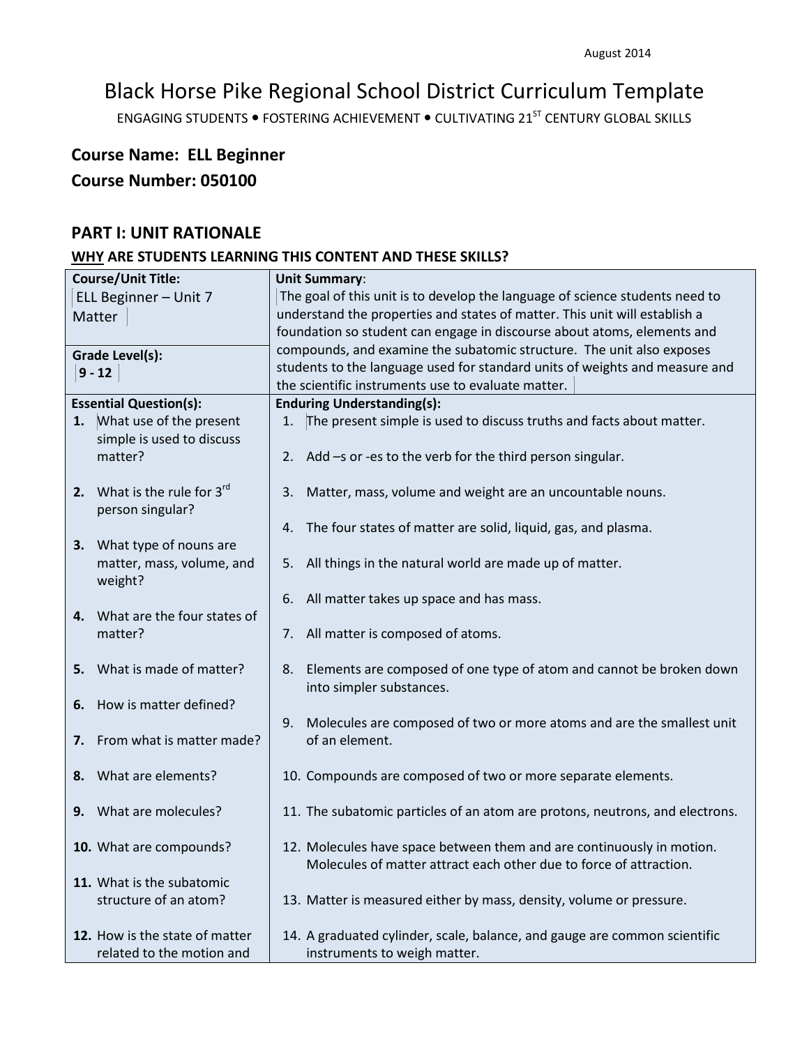August 2014

# Black Horse Pike Regional School District Curriculum Template

ENGAGING STUDENTS • FOSTERING ACHIEVEMENT • CULTIVATING 21ST CENTURY GLOBAL SKILLS

## Course Name: ELL Beginner

## Course Number: 050100

## PART I: UNIT RATIONALE

### WHY ARE STUDENTS LEARNING THIS CONTENT AND THESE SKILLS?

| Course/Unit Title: | Unit Summary: |
|---|---|
| ELL Beginner – Unit 7 Matter | The goal of this unit is to develop the language of science students need to understand the properties and states of matter. This unit will establish a foundation so student can engage in discourse about atoms, elements and compounds, and examine the subatomic structure. The unit also exposes students to the language used for standard units of weights and measure and the scientific instruments use to evaluate matter. |
| **Grade Level(s):** 9 - 12 | |
| **Essential Question(s):** | **Enduring Understanding(s):** |
| 1. What use of the present simple is used to discuss matter?<br>2. What is the rule for 3rd person singular?<br>3. What type of nouns are matter, mass, volume, and weight?<br>4. What are the four states of matter?<br>5. What is made of matter?<br>6. How is matter defined?<br>7. From what is matter made?<br>8. What are elements?<br>9. What are molecules?<br>10. What are compounds?<br>11. What is the subatomic structure of an atom?<br>12. How is the state of matter related to the motion and | 1. The present simple is used to discuss truths and facts about matter.<br>2. Add –s or -es to the verb for the third person singular.<br>3. Matter, mass, volume and weight are an uncountable nouns.<br>4. The four states of matter are solid, liquid, gas, and plasma.<br>5. All things in the natural world are made up of matter.<br>6. All matter takes up space and has mass.<br>7. All matter is composed of atoms.<br>8. Elements are composed of one type of atom and cannot be broken down into simpler substances.<br>9. Molecules are composed of two or more atoms and are the smallest unit of an element.<br>10. Compounds are composed of two or more separate elements.<br>11. The subatomic particles of an atom are protons, neutrons, and electrons.<br>12. Molecules have space between them and are continuously in motion. Molecules of matter attract each other due to force of attraction.<br>13. Matter is measured either by mass, density, volume or pressure.<br>14. A graduated cylinder, scale, balance, and gauge are common scientific instruments to weigh matter. |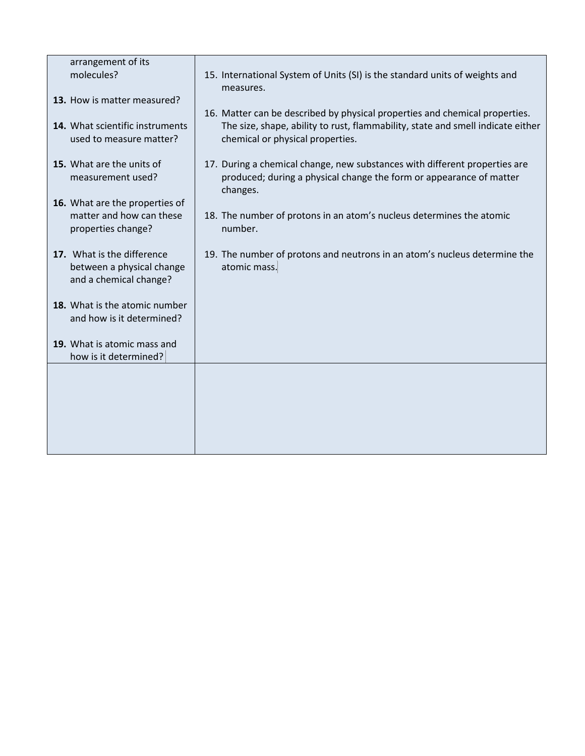| arrangement of its molecules?<br><br>**13.** How is matter measured?<br><br>**14.** What scientific instruments used to measure matter?<br><br>**15.** What are the units of measurement used?<br><br>**16.** What are the properties of matter and how can these properties change?<br><br>**17.** What is the difference between a physical change and a chemical change?<br><br>**18.** What is the atomic number and how is it determined?<br><br>**19.** What is atomic mass and how is it determined? | 15. International System of Units (SI) is the standard units of weights and measures.<br><br>16. Matter can be described by physical properties and chemical properties. The size, shape, ability to rust, flammability, state and smell indicate either chemical or physical properties.<br><br>17. During a chemical change, new substances with different properties are produced; during a physical change the form or appearance of matter changes.<br><br>18. The number of protons in an atom's nucleus determines the atomic number.<br><br>19. The number of protons and neutrons in an atom's nucleus determine the atomic mass. |
|---|---|
| | |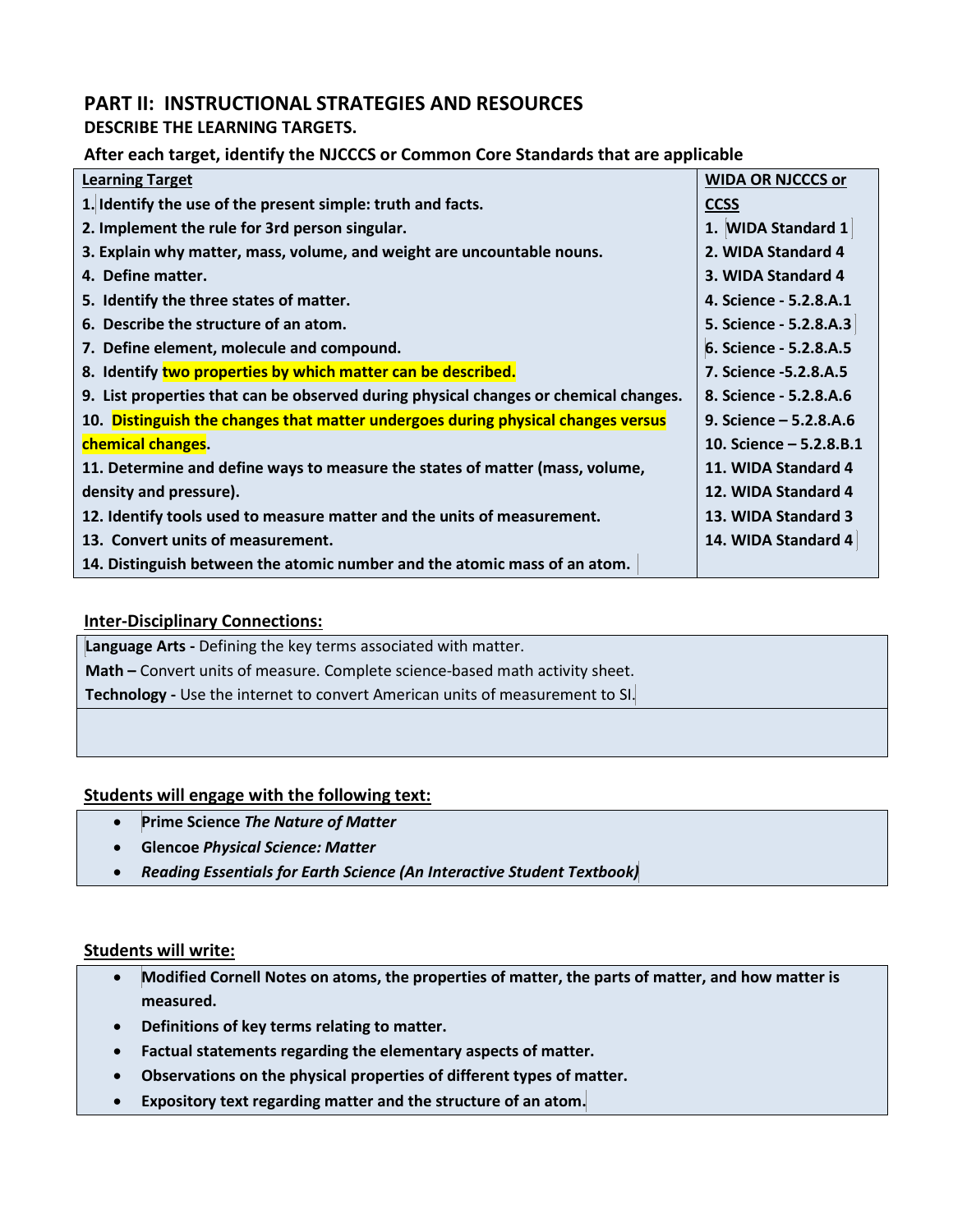# PART II: INSTRUCTIONAL STRATEGIES AND RESOURCES

**DESCRIBE THE LEARNING TARGETS.**

**After each target, identify the NJCCCS or Common Core Standards that are applicable**

| Learning Target | WIDA OR NJCCCS or CCSS |
|---|---|
| **1. Identify the use of the present simple: truth and facts.** | **1. WIDA Standard 1** |
| **2. Implement the rule for 3rd person singular.** | **2. WIDA Standard 4** |
| **3. Explain why matter, mass, volume, and weight are uncountable nouns.** | **3. WIDA Standard 4** |
| **4. Define matter.** | **4. Science - 5.2.8.A.1** |
| **5. Identify the three states of matter.** | **5. Science - 5.2.8.A.3** |
| **6. Describe the structure of an atom.** | **6. Science - 5.2.8.A.5** |
| **7. Define element, molecule and compound.** | **7. Science -5.2.8.A.5** |
| **8. Identify two properties by which matter can be described.** | **8. Science - 5.2.8.A.6** |
| **9. List properties that can be observed during physical changes or chemical changes.** | **9. Science – 5.2.8.A.6** |
| **10. Distinguish the changes that matter undergoes during physical changes versus chemical changes.** | **10. Science – 5.2.8.B.1** |
| **11. Determine and define ways to measure the states of matter (mass, volume, density and pressure).** | **11. WIDA Standard 4** |
| **12. Identify tools used to measure matter and the units of measurement.** | **12. WIDA Standard 4** |
| **13. Convert units of measurement.** | **13. WIDA Standard 3** |
| **14. Distinguish between the atomic number and the atomic mass of an atom.** | **14. WIDA Standard 4** |

## Inter-Disciplinary Connections:

**Language Arts -** Defining the key terms associated with matter.

**Math –** Convert units of measure. Complete science-based math activity sheet.

**Technology -** Use the internet to convert American units of measurement to SI.

## Students will engage with the following text:

- **Prime Science** ***The Nature of Matter***
- **Glencoe** ***Physical Science: Matter***
- ***Reading Essentials for Earth Science (An Interactive Student Textbook)***

## Students will write:

- **Modified Cornell Notes on atoms, the properties of matter, the parts of matter, and how matter is measured.**
- **Definitions of key terms relating to matter.**
- **Factual statements regarding the elementary aspects of matter.**
- **Observations on the physical properties of different types of matter.**
- **Expository text regarding matter and the structure of an atom.**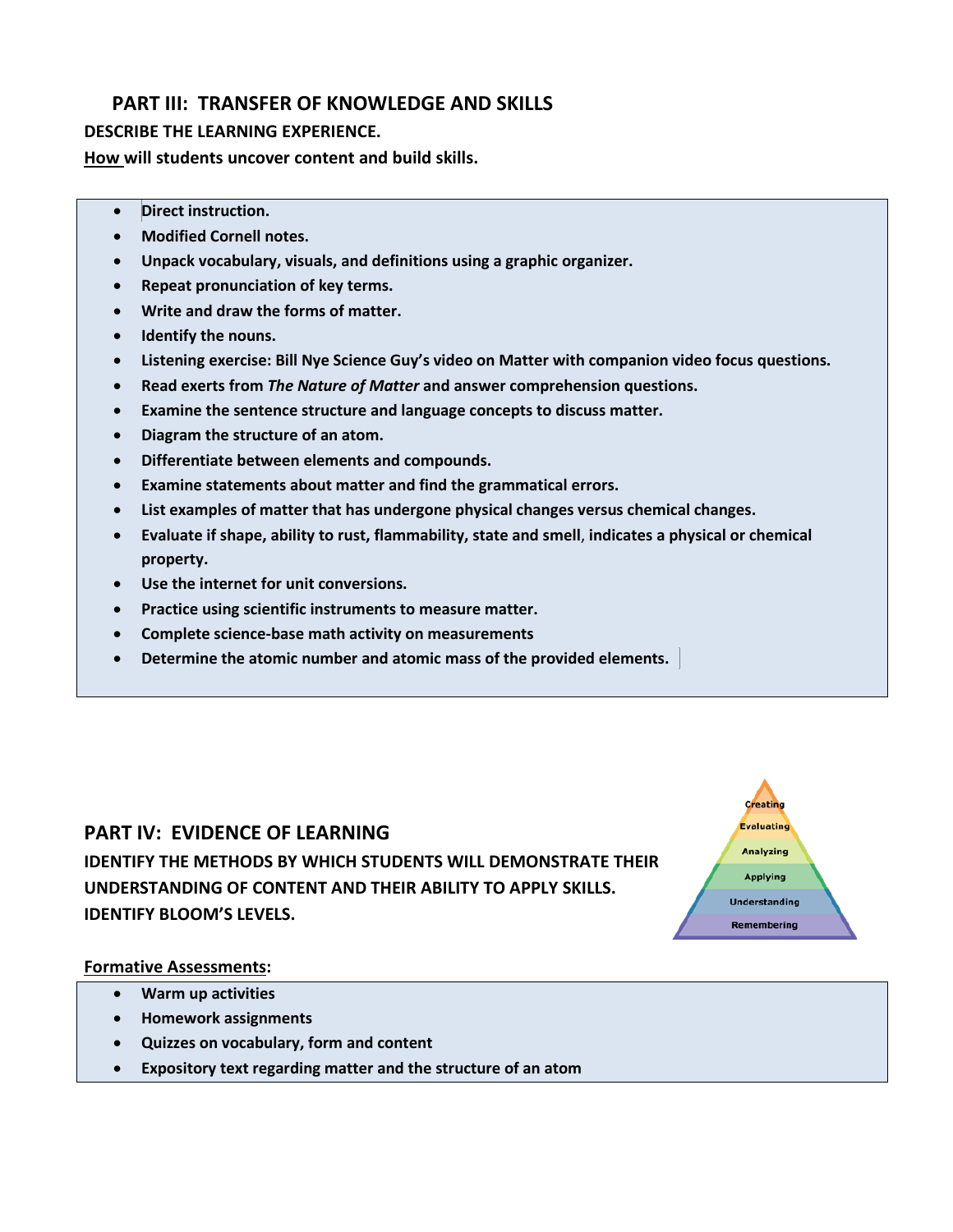## PART III: TRANSFER OF KNOWLEDGE AND SKILLS

**DESCRIBE THE LEARNING EXPERIENCE.**

**How will students uncover content and build skills.**

- **Direct instruction.**
- **Modified Cornell notes.**
- **Unpack vocabulary, visuals, and definitions using a graphic organizer.**
- **Repeat pronunciation of key terms.**
- **Write and draw the forms of matter.**
- **Identify the nouns.**
- **Listening exercise: Bill Nye Science Guy's video on Matter with companion video focus questions.**
- **Read exerts from *The Nature of Matter* and answer comprehension questions.**
- **Examine the sentence structure and language concepts to discuss matter.**
- **Diagram the structure of an atom.**
- **Differentiate between elements and compounds.**
- **Examine statements about matter and find the grammatical errors.**
- **List examples of matter that has undergone physical changes versus chemical changes.**
- **Evaluate if shape, ability to rust, flammability, state and smell, indicates a physical or chemical property.**
- **Use the internet for unit conversions.**
- **Practice using scientific instruments to measure matter.**
- **Complete science-base math activity on measurements**
- **Determine the atomic number and atomic mass of the provided elements.**

## PART IV: EVIDENCE OF LEARNING

**IDENTIFY THE METHODS BY WHICH STUDENTS WILL DEMONSTRATE THEIR UNDERSTANDING OF CONTENT AND THEIR ABILITY TO APPLY SKILLS. IDENTIFY BLOOM'S LEVELS.**

Creating
Evaluating
Analyzing
Applying
Understanding
Remembering

**Formative Assessments:**

- **Warm up activities**
- **Homework assignments**
- **Quizzes on vocabulary, form and content**
- **Expository text regarding matter and the structure of an atom**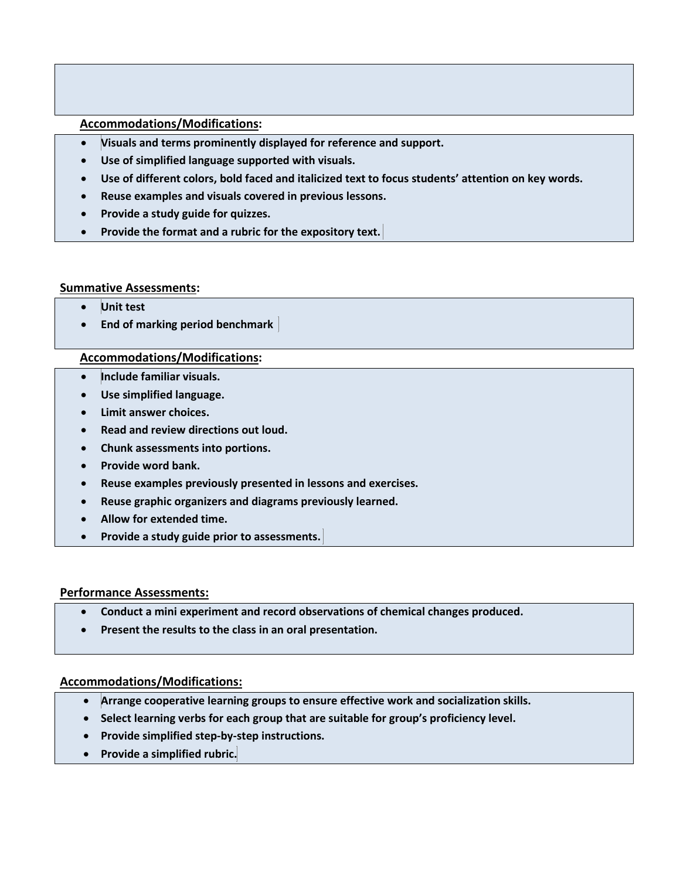**Accommodations/Modifications:**

- **Visuals and terms prominently displayed for reference and support.**
- **Use of simplified language supported with visuals.**
- **Use of different colors, bold faced and italicized text to focus students' attention on key words.**
- **Reuse examples and visuals covered in previous lessons.**
- **Provide a study guide for quizzes.**
- **Provide the format and a rubric for the expository text.**

**Summative Assessments:**

- **Unit test**
- **End of marking period benchmark**

**Accommodations/Modifications:**

- **Include familiar visuals.**
- **Use simplified language.**
- **Limit answer choices.**
- **Read and review directions out loud.**
- **Chunk assessments into portions.**
- **Provide word bank.**
- **Reuse examples previously presented in lessons and exercises.**
- **Reuse graphic organizers and diagrams previously learned.**
- **Allow for extended time.**
- **Provide a study guide prior to assessments.**

**Performance Assessments:**

- **Conduct a mini experiment and record observations of chemical changes produced.**
- **Present the results to the class in an oral presentation.**

**Accommodations/Modifications:**

- **Arrange cooperative learning groups to ensure effective work and socialization skills.**
- **Select learning verbs for each group that are suitable for group's proficiency level.**
- **Provide simplified step-by-step instructions.**
- **Provide a simplified rubric.**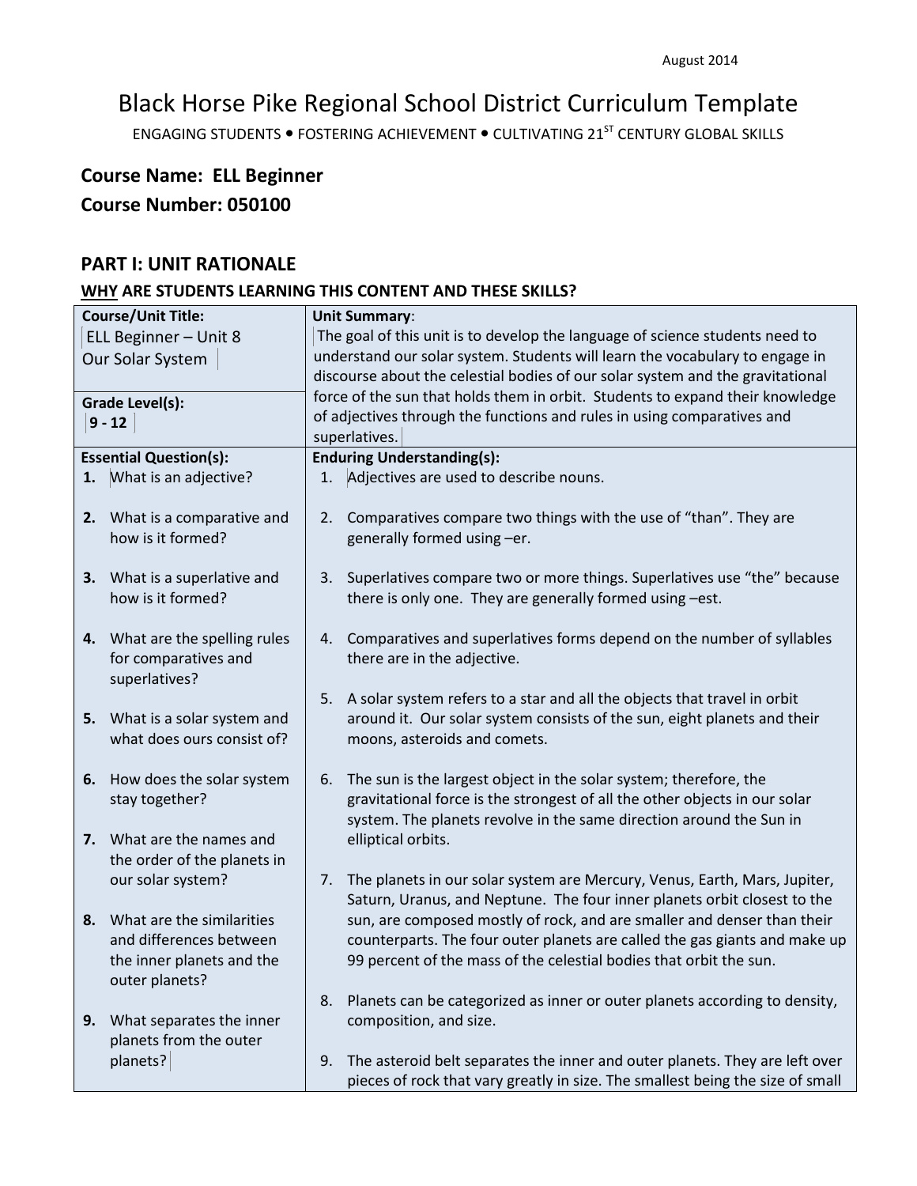August 2014

# Black Horse Pike Regional School District Curriculum Template

ENGAGING STUDENTS • FOSTERING ACHIEVEMENT • CULTIVATING 21ST CENTURY GLOBAL SKILLS

## Course Name: ELL Beginner

## Course Number: 050100

## PART I: UNIT RATIONALE

### WHY ARE STUDENTS LEARNING THIS CONTENT AND THESE SKILLS?

| Course/Unit Title: | Unit Summary: |
|---|---|
| ELL Beginner – Unit 8<br>Our Solar System<br><br>**Grade Level(s):**<br>9 - 12 | The goal of this unit is to develop the language of science students need to understand our solar system. Students will learn the vocabulary to engage in discourse about the celestial bodies of our solar system and the gravitational force of the sun that holds them in orbit. Students to expand their knowledge of adjectives through the functions and rules in using comparatives and superlatives. |
| **Essential Question(s):** | **Enduring Understanding(s):** |
| **1.** What is an adjective?<br><br>**2.** What is a comparative and how is it formed?<br><br>**3.** What is a superlative and how is it formed?<br><br>**4.** What are the spelling rules for comparatives and superlatives?<br><br>**5.** What is a solar system and what does ours consist of?<br><br>**6.** How does the solar system stay together?<br><br>**7.** What are the names and the order of the planets in our solar system?<br><br>**8.** What are the similarities and differences between the inner planets and the outer planets?<br><br>**9.** What separates the inner planets from the outer planets? | 1. Adjectives are used to describe nouns.<br><br>2. Comparatives compare two things with the use of "than". They are generally formed using –er.<br><br>3. Superlatives compare two or more things. Superlatives use "the" because there is only one. They are generally formed using –est.<br><br>4. Comparatives and superlatives forms depend on the number of syllables there are in the adjective.<br><br>5. A solar system refers to a star and all the objects that travel in orbit around it. Our solar system consists of the sun, eight planets and their moons, asteroids and comets.<br><br>6. The sun is the largest object in the solar system; therefore, the gravitational force is the strongest of all the other objects in our solar system. The planets revolve in the same direction around the Sun in elliptical orbits.<br><br>7. The planets in our solar system are Mercury, Venus, Earth, Mars, Jupiter, Saturn, Uranus, and Neptune. The four inner planets orbit closest to the sun, are composed mostly of rock, and are smaller and denser than their counterparts. The four outer planets are called the gas giants and make up 99 percent of the mass of the celestial bodies that orbit the sun.<br><br>8. Planets can be categorized as inner or outer planets according to density, composition, and size.<br><br>9. The asteroid belt separates the inner and outer planets. They are left over pieces of rock that vary greatly in size. The smallest being the size of small |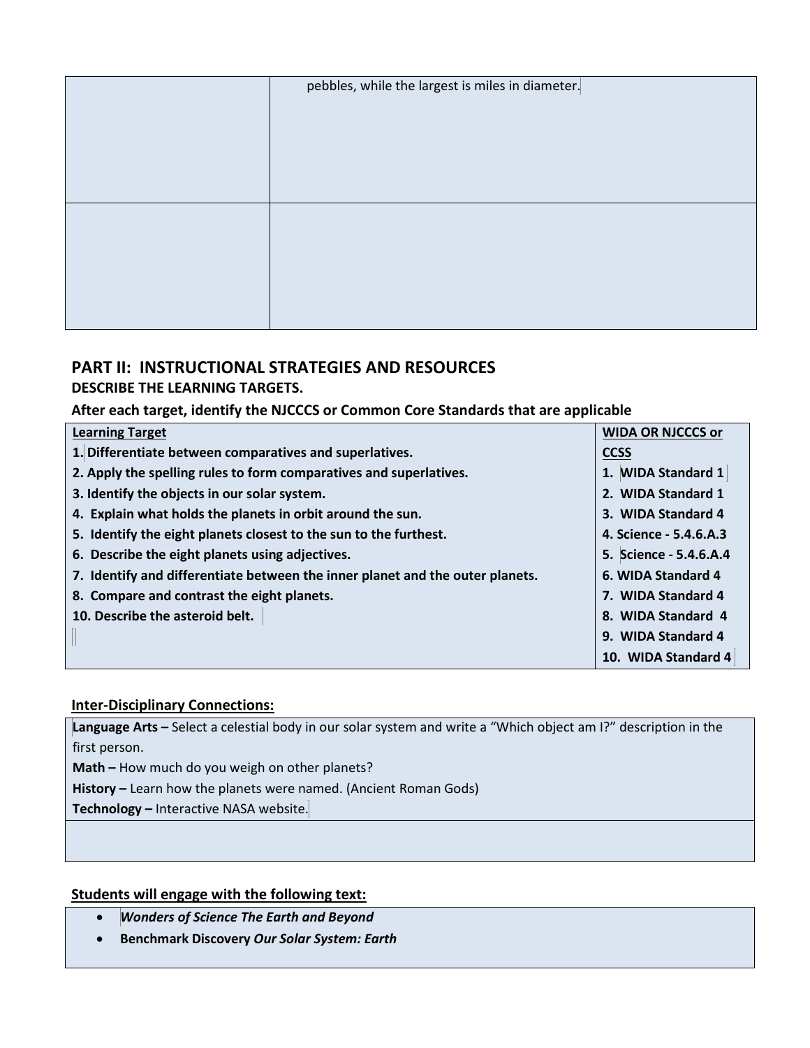| | |
|---|---|
| | pebbles, while the largest is miles in diameter. |
| | |

## PART II: INSTRUCTIONAL STRATEGIES AND RESOURCES

### DESCRIBE THE LEARNING TARGETS.

### After each target, identify the NJCCCS or Common Core Standards that are applicable

| Learning Target | WIDA OR NJCCCS or CCSS |
|---|---|
| **1. Differentiate between comparatives and superlatives.** | **1. WIDA Standard 1** |
| **2. Apply the spelling rules to form comparatives and superlatives.** | **2. WIDA Standard 1** |
| **3. Identify the objects in our solar system.** | **3. WIDA Standard 4** |
| **4. Explain what holds the planets in orbit around the sun.** | **4. Science - 5.4.6.A.3** |
| **5. Identify the eight planets closest to the sun to the furthest.** | **5. Science - 5.4.6.A.4** |
| **6. Describe the eight planets using adjectives.** | **6. WIDA Standard 4** |
| **7. Identify and differentiate between the inner planet and the outer planets.** | **7. WIDA Standard 4** |
| **8. Compare and contrast the eight planets.** | **8. WIDA Standard 4** |
| **10. Describe the asteroid belt.** | **9. WIDA Standard 4** |
| | **10. WIDA Standard 4** |

### Inter-Disciplinary Connections:

**Language Arts –** Select a celestial body in our solar system and write a "Which object am I?" description in the first person.
**Math –** How much do you weigh on other planets?
**History –** Learn how the planets were named. (Ancient Roman Gods)
**Technology –** Interactive NASA website.

### Students will engage with the following text:

- ***Wonders of Science The Earth and Beyond***
- **Benchmark Discovery *Our Solar System: Earth***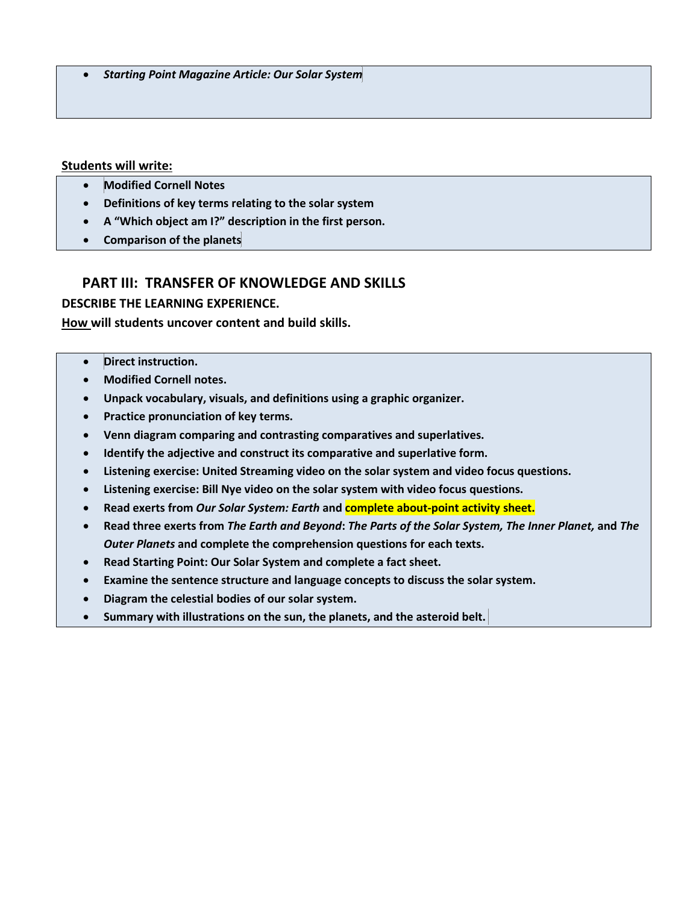- *Starting Point Magazine Article: Our Solar System*

**Students will write:**

- **Modified Cornell Notes**
- **Definitions of key terms relating to the solar system**
- **A "Which object am I?" description in the first person.**
- **Comparison of the planets**

## PART III: TRANSFER OF KNOWLEDGE AND SKILLS

**DESCRIBE THE LEARNING EXPERIENCE.**

**How will students uncover content and build skills.**

- **Direct instruction.**
- **Modified Cornell notes.**
- **Unpack vocabulary, visuals, and definitions using a graphic organizer.**
- **Practice pronunciation of key terms.**
- **Venn diagram comparing and contrasting comparatives and superlatives.**
- **Identify the adjective and construct its comparative and superlative form.**
- **Listening exercise: United Streaming video on the solar system and video focus questions.**
- **Listening exercise: Bill Nye video on the solar system with video focus questions.**
- **Read exerts from *Our Solar System: Earth* and complete about-point activity sheet.**
- **Read three exerts from *The Earth and Beyond*: *The Parts of the Solar System, The Inner Planet,* and *The Outer Planets* and complete the comprehension questions for each texts.**
- **Read Starting Point: Our Solar System and complete a fact sheet.**
- **Examine the sentence structure and language concepts to discuss the solar system.**
- **Diagram the celestial bodies of our solar system.**
- **Summary with illustrations on the sun, the planets, and the asteroid belt.**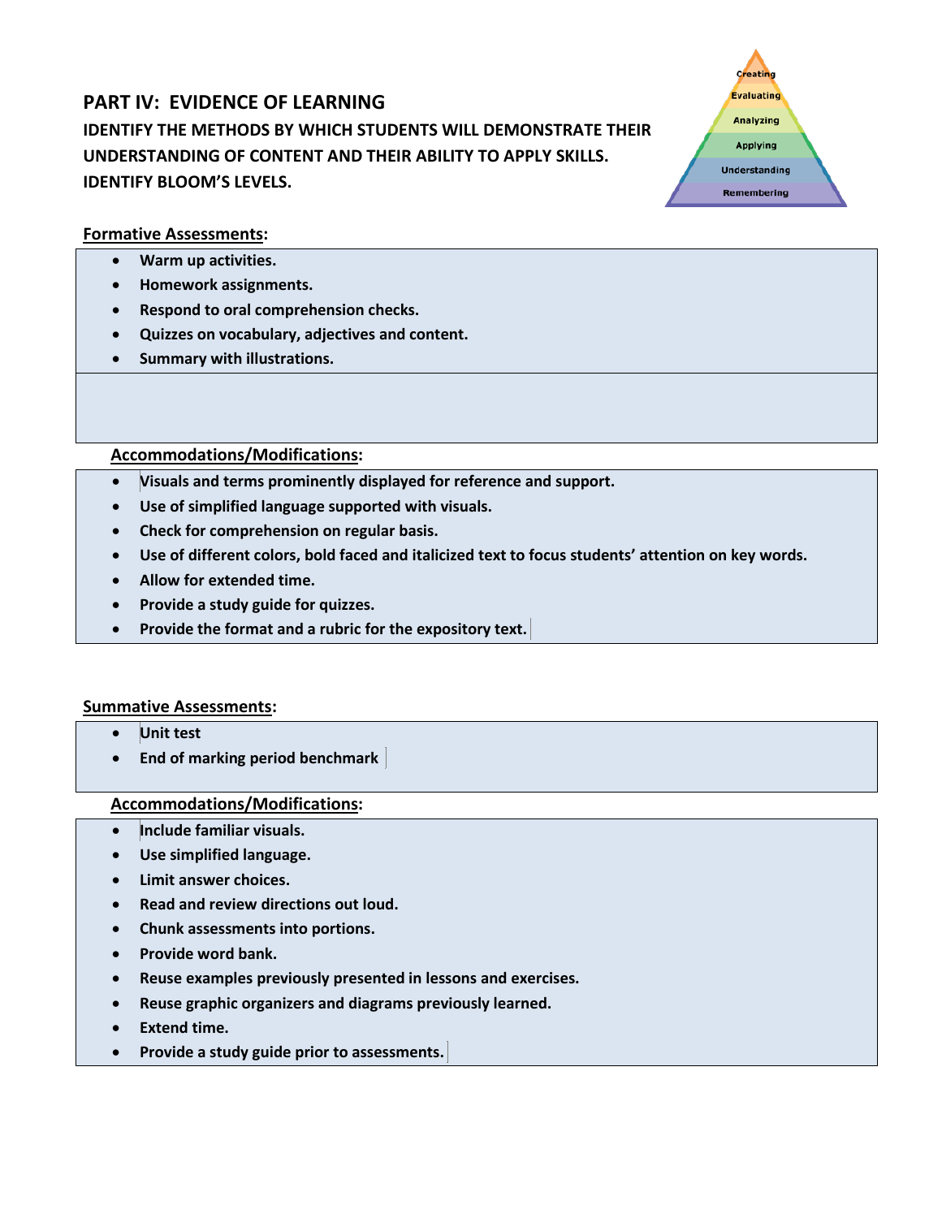## PART IV: EVIDENCE OF LEARNING

**IDENTIFY THE METHODS BY WHICH STUDENTS WILL DEMONSTRATE THEIR UNDERSTANDING OF CONTENT AND THEIR ABILITY TO APPLY SKILLS. IDENTIFY BLOOM'S LEVELS.**

Creating
Evaluating
Analyzing
Applying
Understanding
Remembering

**Formative Assessments:**

- **Warm up activities.**
- **Homework assignments.**
- **Respond to oral comprehension checks.**
- **Quizzes on vocabulary, adjectives and content.**
- **Summary with illustrations.**

**Accommodations/Modifications:**

- **Visuals and terms prominently displayed for reference and support.**
- **Use of simplified language supported with visuals.**
- **Check for comprehension on regular basis.**
- **Use of different colors, bold faced and italicized text to focus students' attention on key words.**
- **Allow for extended time.**
- **Provide a study guide for quizzes.**
- **Provide the format and a rubric for the expository text.**

**Summative Assessments:**

- **Unit test**
- **End of marking period benchmark**

**Accommodations/Modifications:**

- **Include familiar visuals.**
- **Use simplified language.**
- **Limit answer choices.**
- **Read and review directions out loud.**
- **Chunk assessments into portions.**
- **Provide word bank.**
- **Reuse examples previously presented in lessons and exercises.**
- **Reuse graphic organizers and diagrams previously learned.**
- **Extend time.**
- **Provide a study guide prior to assessments.**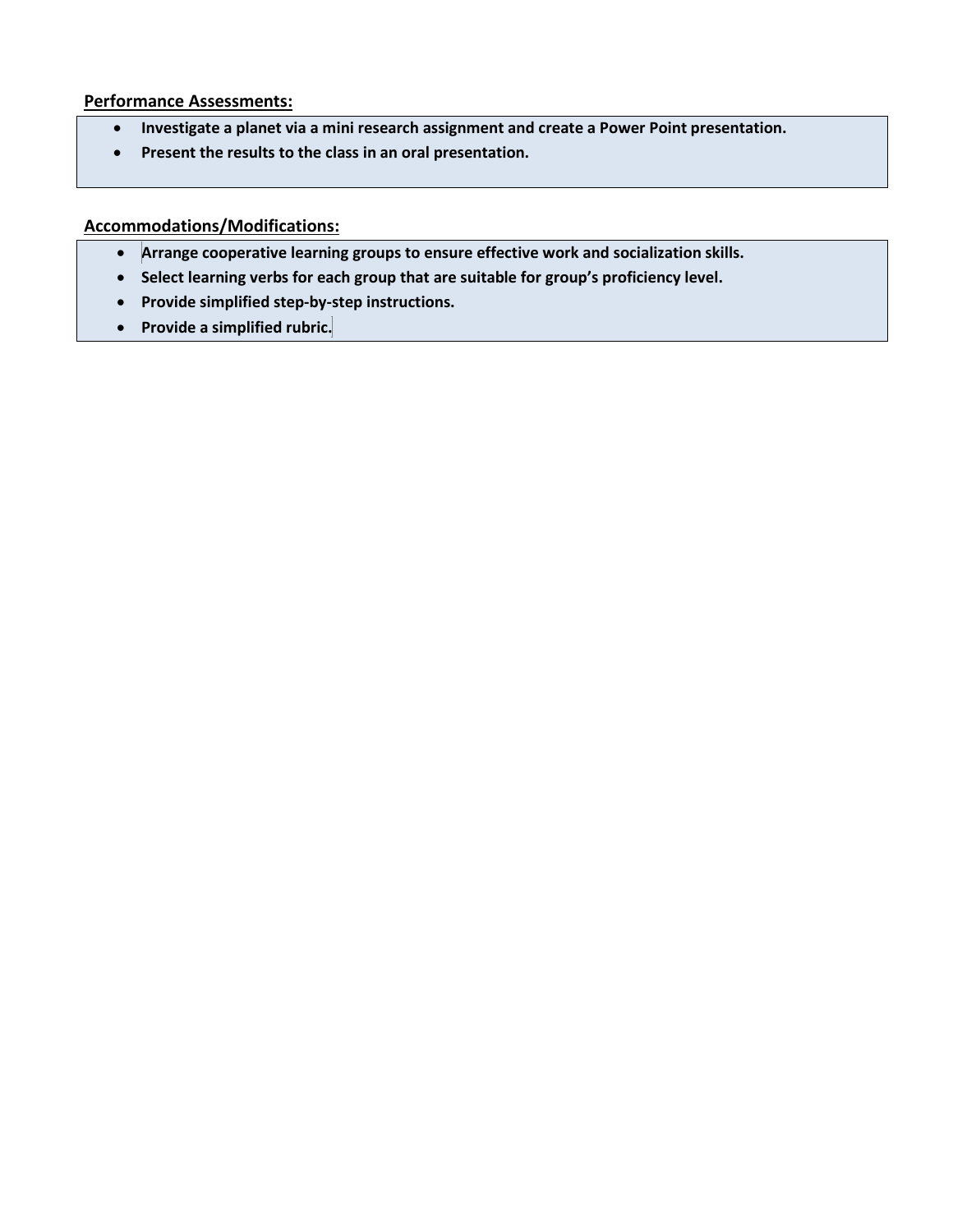**Performance Assessments:**

- **Investigate a planet via a mini research assignment and create a Power Point presentation.**
- **Present the results to the class in an oral presentation.**

**Accommodations/Modifications:**

- **Arrange cooperative learning groups to ensure effective work and socialization skills.**
- **Select learning verbs for each group that are suitable for group's proficiency level.**
- **Provide simplified step-by-step instructions.**
- **Provide a simplified rubric.**